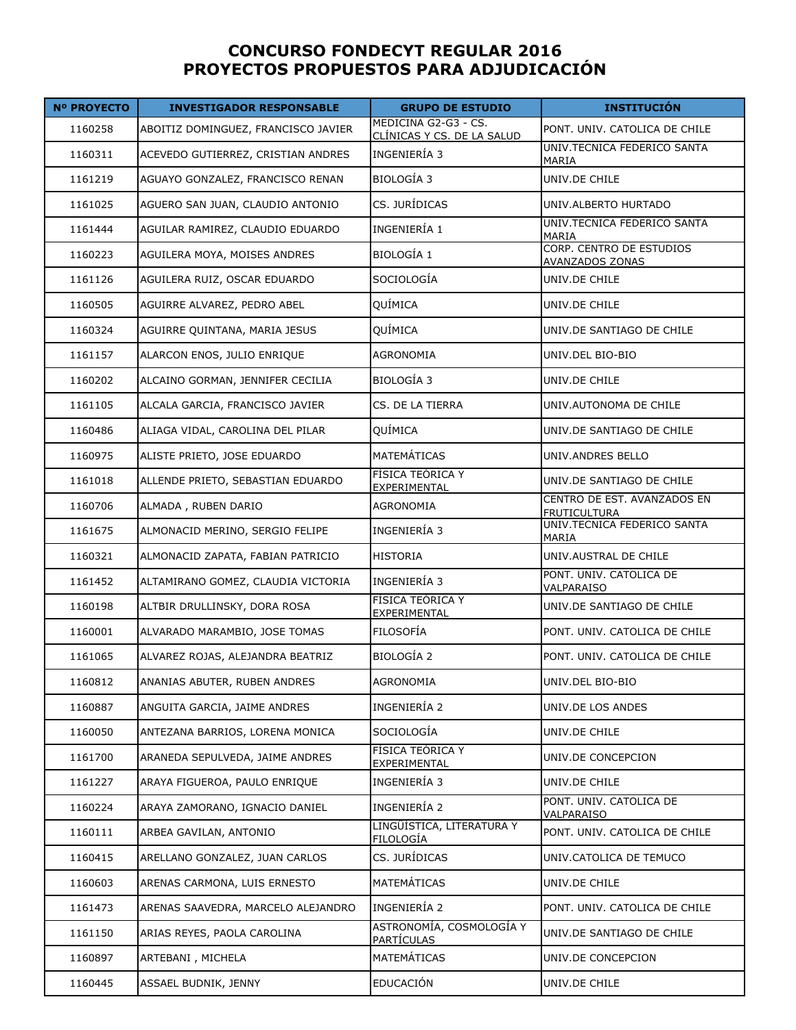# CONCURSO FONDECYT REGULAR 2016
# PROYECTOS PROPUESTOS PARA ADJUDICACIÓN

| Nº PROYECTO | INVESTIGADOR RESPONSABLE | GRUPO DE ESTUDIO | INSTITUCIÓN |
|---|---|---|---|
| 1160258 | ABOITIZ DOMINGUEZ, FRANCISCO JAVIER | MEDICINA G2-G3 - CS. CLÍNICAS Y CS. DE LA SALUD | PONT. UNIV. CATOLICA DE CHILE |
| 1160311 | ACEVEDO GUTIERREZ, CRISTIAN ANDRES | INGENIERÍA 3 | UNIV.TECNICA FEDERICO SANTA MARIA |
| 1161219 | AGUAYO GONZALEZ, FRANCISCO RENAN | BIOLOGÍA 3 | UNIV.DE CHILE |
| 1161025 | AGUERO SAN JUAN, CLAUDIO ANTONIO | CS. JURÍDICAS | UNIV.ALBERTO HURTADO |
| 1161444 | AGUILAR RAMIREZ, CLAUDIO EDUARDO | INGENIERÍA 1 | UNIV.TECNICA FEDERICO SANTA MARIA |
| 1160223 | AGUILERA MOYA, MOISES ANDRES | BIOLOGÍA 1 | CORP. CENTRO DE ESTUDIOS AVANZADOS ZONAS |
| 1161126 | AGUILERA RUIZ, OSCAR EDUARDO | SOCIOLOGÍA | UNIV.DE CHILE |
| 1160505 | AGUIRRE ALVAREZ, PEDRO ABEL | QUÍMICA | UNIV.DE CHILE |
| 1160324 | AGUIRRE QUINTANA, MARIA JESUS | QUÍMICA | UNIV.DE SANTIAGO DE CHILE |
| 1161157 | ALARCON ENOS, JULIO ENRIQUE | AGRONOMIA | UNIV.DEL BIO-BIO |
| 1160202 | ALCAINO GORMAN, JENNIFER CECILIA | BIOLOGÍA 3 | UNIV.DE CHILE |
| 1161105 | ALCALA GARCIA, FRANCISCO JAVIER | CS. DE LA TIERRA | UNIV.AUTONOMA DE CHILE |
| 1160486 | ALIAGA VIDAL, CAROLINA DEL PILAR | QUÍMICA | UNIV.DE SANTIAGO DE CHILE |
| 1160975 | ALISTE PRIETO, JOSE EDUARDO | MATEMÁTICAS | UNIV.ANDRES BELLO |
| 1161018 | ALLENDE PRIETO, SEBASTIAN EDUARDO | FÍSICA TEÓRICA Y EXPERIMENTAL | UNIV.DE SANTIAGO DE CHILE |
| 1160706 | ALMADA , RUBEN DARIO | AGRONOMIA | CENTRO DE EST. AVANZADOS EN FRUTICULTURA |
| 1161675 | ALMONACID MERINO, SERGIO FELIPE | INGENIERÍA 3 | UNIV.TECNICA FEDERICO SANTA MARIA |
| 1160321 | ALMONACID ZAPATA, FABIAN PATRICIO | HISTORIA | UNIV.AUSTRAL DE CHILE |
| 1161452 | ALTAMIRANO GOMEZ, CLAUDIA VICTORIA | INGENIERÍA 3 | PONT. UNIV. CATOLICA DE VALPARAISO |
| 1160198 | ALTBIR DRULLINSKY, DORA ROSA | FÍSICA TEÓRICA Y EXPERIMENTAL | UNIV.DE SANTIAGO DE CHILE |
| 1160001 | ALVARADO MARAMBIO, JOSE TOMAS | FILOSOFÍA | PONT. UNIV. CATOLICA DE CHILE |
| 1161065 | ALVAREZ ROJAS, ALEJANDRA BEATRIZ | BIOLOGÍA 2 | PONT. UNIV. CATOLICA DE CHILE |
| 1160812 | ANANIAS ABUTER, RUBEN ANDRES | AGRONOMIA | UNIV.DEL BIO-BIO |
| 1160887 | ANGUITA GARCIA, JAIME ANDRES | INGENIERÍA 2 | UNIV.DE LOS ANDES |
| 1160050 | ANTEZANA BARRIOS, LORENA MONICA | SOCIOLOGÍA | UNIV.DE CHILE |
| 1161700 | ARANEDA SEPULVEDA, JAIME ANDRES | FÍSICA TEÓRICA Y EXPERIMENTAL | UNIV.DE CONCEPCION |
| 1161227 | ARAYA FIGUEROA, PAULO ENRIQUE | INGENIERÍA 3 | UNIV.DE CHILE |
| 1160224 | ARAYA ZAMORANO, IGNACIO DANIEL | INGENIERÍA 2 | PONT. UNIV. CATOLICA DE VALPARAISO |
| 1160111 | ARBEA GAVILAN, ANTONIO | LINGÜÍSTICA, LITERATURA Y FILOLOGÍA | PONT. UNIV. CATOLICA DE CHILE |
| 1160415 | ARELLANO GONZALEZ, JUAN CARLOS | CS. JURÍDICAS | UNIV.CATOLICA DE TEMUCO |
| 1160603 | ARENAS CARMONA, LUIS ERNESTO | MATEMÁTICAS | UNIV.DE CHILE |
| 1161473 | ARENAS SAAVEDRA, MARCELO ALEJANDRO | INGENIERÍA 2 | PONT. UNIV. CATOLICA DE CHILE |
| 1161150 | ARIAS REYES, PAOLA CAROLINA | ASTRONOMÍA, COSMOLOGÍA Y PARTÍCULAS | UNIV.DE SANTIAGO DE CHILE |
| 1160897 | ARTEBANI , MICHELA | MATEMÁTICAS | UNIV.DE CONCEPCION |
| 1160445 | ASSAEL BUDNIK, JENNY | EDUCACIÓN | UNIV.DE CHILE |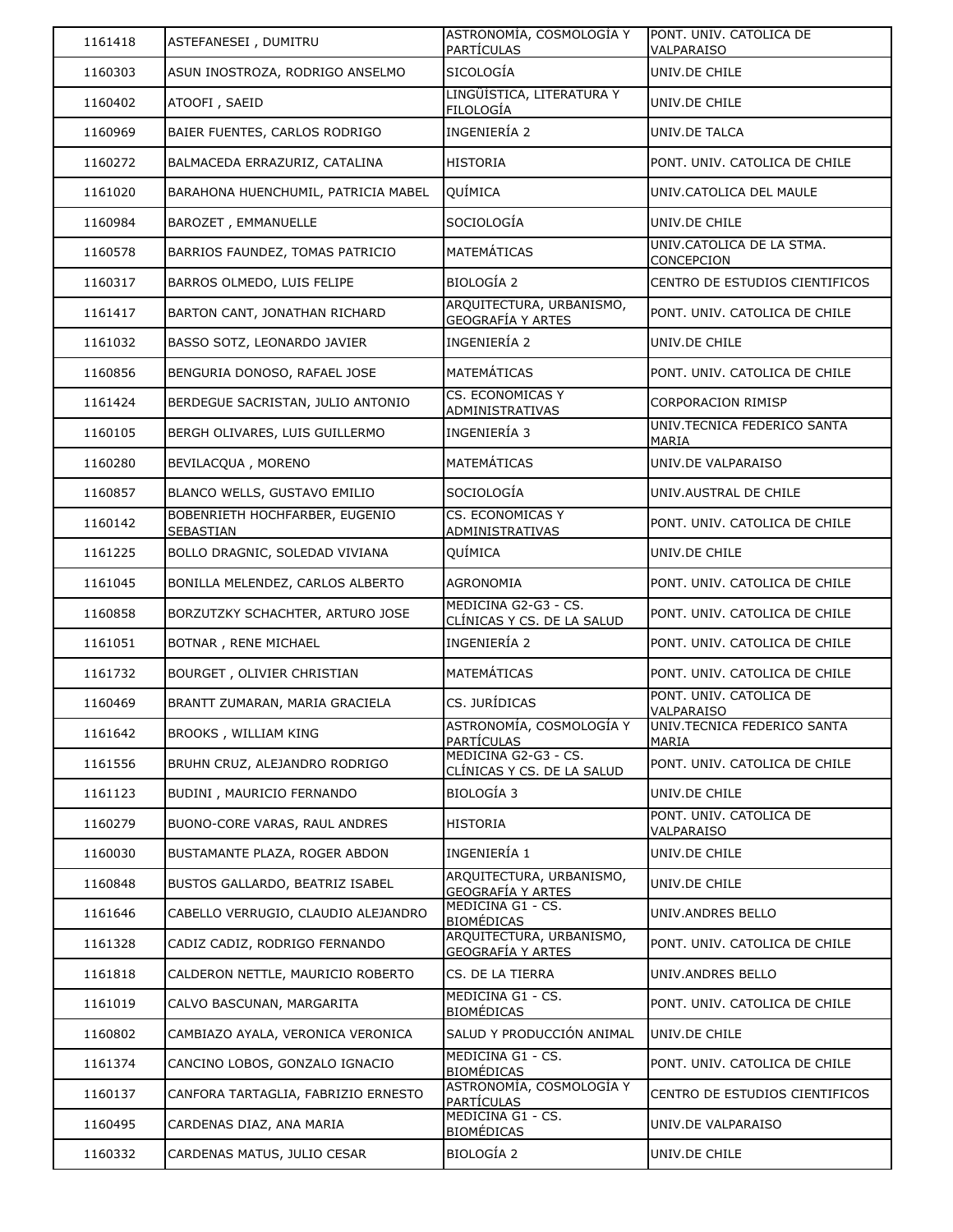| 1161418 | ASTEFANESEI , DUMITRU | ASTRONOMÍA, COSMOLOGÍA Y PARTÍCULAS | PONT. UNIV. CATOLICA DE VALPARAISO |
|---|---|---|---|
| 1160303 | ASUN INOSTROZA, RODRIGO ANSELMO | SICOLOGÍA | UNIV.DE CHILE |
| 1160402 | ATOOFI , SAEID | LINGÜÍSTICA, LITERATURA Y FILOLOGÍA | UNIV.DE CHILE |
| 1160969 | BAIER FUENTES, CARLOS RODRIGO | INGENIERÍA 2 | UNIV.DE TALCA |
| 1160272 | BALMACEDA ERRAZURIZ, CATALINA | HISTORIA | PONT. UNIV. CATOLICA DE CHILE |
| 1161020 | BARAHONA HUENCHUMIL, PATRICIA MABEL | QUÍMICA | UNIV.CATOLICA DEL MAULE |
| 1160984 | BAROZET , EMMANUELLE | SOCIOLOGÍA | UNIV.DE CHILE |
| 1160578 | BARRIOS FAUNDEZ, TOMAS PATRICIO | MATEMÁTICAS | UNIV.CATOLICA DE LA STMA. CONCEPCION |
| 1160317 | BARROS OLMEDO, LUIS FELIPE | BIOLOGÍA 2 | CENTRO DE ESTUDIOS CIENTIFICOS |
| 1161417 | BARTON CANT, JONATHAN RICHARD | ARQUITECTURA, URBANISMO, GEOGRAFÍA Y ARTES | PONT. UNIV. CATOLICA DE CHILE |
| 1161032 | BASSO SOTZ, LEONARDO JAVIER | INGENIERÍA 2 | UNIV.DE CHILE |
| 1160856 | BENGURIA DONOSO, RAFAEL JOSE | MATEMÁTICAS | PONT. UNIV. CATOLICA DE CHILE |
| 1161424 | BERDEGUE SACRISTAN, JULIO ANTONIO | CS. ECONOMICAS Y ADMINISTRATIVAS | CORPORACION RIMISP |
| 1160105 | BERGH OLIVARES, LUIS GUILLERMO | INGENIERÍA 3 | UNIV.TECNICA FEDERICO SANTA MARIA |
| 1160280 | BEVILACQUA , MORENO | MATEMÁTICAS | UNIV.DE VALPARAISO |
| 1160857 | BLANCO WELLS, GUSTAVO EMILIO | SOCIOLOGÍA | UNIV.AUSTRAL DE CHILE |
| 1160142 | BOBENRIETH HOCHFARBER, EUGENIO SEBASTIAN | CS. ECONOMICAS Y ADMINISTRATIVAS | PONT. UNIV. CATOLICA DE CHILE |
| 1161225 | BOLLO DRAGNIC, SOLEDAD VIVIANA | QUÍMICA | UNIV.DE CHILE |
| 1161045 | BONILLA MELENDEZ, CARLOS ALBERTO | AGRONOMIA | PONT. UNIV. CATOLICA DE CHILE |
| 1160858 | BORZUTZKY SCHACHTER, ARTURO JOSE | MEDICINA G2-G3 - CS. CLÍNICAS Y CS. DE LA SALUD | PONT. UNIV. CATOLICA DE CHILE |
| 1161051 | BOTNAR , RENE MICHAEL | INGENIERÍA 2 | PONT. UNIV. CATOLICA DE CHILE |
| 1161732 | BOURGET , OLIVIER CHRISTIAN | MATEMÁTICAS | PONT. UNIV. CATOLICA DE CHILE |
| 1160469 | BRANTT ZUMARAN, MARIA GRACIELA | CS. JURÍDICAS | PONT. UNIV. CATOLICA DE VALPARAISO |
| 1161642 | BROOKS , WILLIAM KING | ASTRONOMÍA, COSMOLOGÍA Y PARTÍCULAS | UNIV.TECNICA FEDERICO SANTA MARIA |
| 1161556 | BRUHN CRUZ, ALEJANDRO RODRIGO | MEDICINA G2-G3 - CS. CLÍNICAS Y CS. DE LA SALUD | PONT. UNIV. CATOLICA DE CHILE |
| 1161123 | BUDINI , MAURICIO FERNANDO | BIOLOGÍA 3 | UNIV.DE CHILE |
| 1160279 | BUONO-CORE VARAS, RAUL ANDRES | HISTORIA | PONT. UNIV. CATOLICA DE VALPARAISO |
| 1160030 | BUSTAMANTE PLAZA, ROGER ABDON | INGENIERÍA 1 | UNIV.DE CHILE |
| 1160848 | BUSTOS GALLARDO, BEATRIZ ISABEL | ARQUITECTURA, URBANISMO, GEOGRAFÍA Y ARTES | UNIV.DE CHILE |
| 1161646 | CABELLO VERRUGIO, CLAUDIO ALEJANDRO | MEDICINA G1 - CS. BIOMÉDICAS | UNIV.ANDRES BELLO |
| 1161328 | CADIZ CADIZ, RODRIGO FERNANDO | ARQUITECTURA, URBANISMO, GEOGRAFÍA Y ARTES | PONT. UNIV. CATOLICA DE CHILE |
| 1161818 | CALDERON NETTLE, MAURICIO ROBERTO | CS. DE LA TIERRA | UNIV.ANDRES BELLO |
| 1161019 | CALVO BASCUNAN, MARGARITA | MEDICINA G1 - CS. BIOMÉDICAS | PONT. UNIV. CATOLICA DE CHILE |
| 1160802 | CAMBIAZO AYALA, VERONICA VERONICA | SALUD Y PRODUCCIÓN ANIMAL | UNIV.DE CHILE |
| 1161374 | CANCINO LOBOS, GONZALO IGNACIO | MEDICINA G1 - CS. BIOMÉDICAS | PONT. UNIV. CATOLICA DE CHILE |
| 1160137 | CANFORA TARTAGLIA, FABRIZIO ERNESTO | ASTRONOMÍA, COSMOLOGÍA Y PARTÍCULAS | CENTRO DE ESTUDIOS CIENTIFICOS |
| 1160495 | CARDENAS DIAZ, ANA MARIA | MEDICINA G1 - CS. BIOMÉDICAS | UNIV.DE VALPARAISO |
| 1160332 | CARDENAS MATUS, JULIO CESAR | BIOLOGÍA 2 | UNIV.DE CHILE |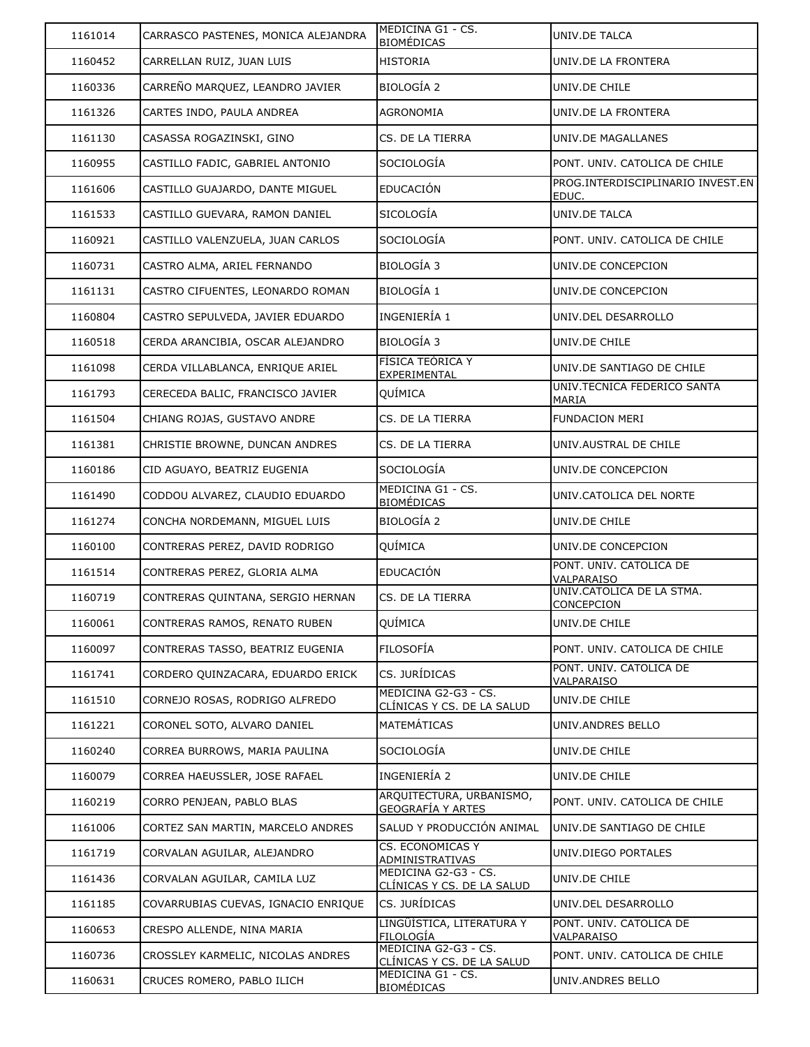| | | | |
|---|---|---|---|
| 1161014 | CARRASCO PASTENES, MONICA ALEJANDRA | MEDICINA G1 - CS. BIOMÉDICAS | UNIV.DE TALCA |
| 1160452 | CARRELLAN RUIZ, JUAN LUIS | HISTORIA | UNIV.DE LA FRONTERA |
| 1160336 | CARREÑO MARQUEZ, LEANDRO JAVIER | BIOLOGÍA 2 | UNIV.DE CHILE |
| 1161326 | CARTES INDO, PAULA ANDREA | AGRONOMIA | UNIV.DE LA FRONTERA |
| 1161130 | CASASSA ROGAZINSKI, GINO | CS. DE LA TIERRA | UNIV.DE MAGALLANES |
| 1160955 | CASTILLO FADIC, GABRIEL ANTONIO | SOCIOLOGÍA | PONT. UNIV. CATOLICA DE CHILE |
| 1161606 | CASTILLO GUAJARDO, DANTE MIGUEL | EDUCACIÓN | PROG.INTERDISCIPLINARIO INVEST.EN EDUC. |
| 1161533 | CASTILLO GUEVARA, RAMON DANIEL | SICOLOGÍA | UNIV.DE TALCA |
| 1160921 | CASTILLO VALENZUELA, JUAN CARLOS | SOCIOLOGÍA | PONT. UNIV. CATOLICA DE CHILE |
| 1160731 | CASTRO ALMA, ARIEL FERNANDO | BIOLOGÍA 3 | UNIV.DE CONCEPCION |
| 1161131 | CASTRO CIFUENTES, LEONARDO ROMAN | BIOLOGÍA 1 | UNIV.DE CONCEPCION |
| 1160804 | CASTRO SEPULVEDA, JAVIER EDUARDO | INGENIERÍA 1 | UNIV.DEL DESARROLLO |
| 1160518 | CERDA ARANCIBIA, OSCAR ALEJANDRO | BIOLOGÍA 3 | UNIV.DE CHILE |
| 1161098 | CERDA VILLABLANCA, ENRIQUE ARIEL | FÍSICA TEÓRICA Y EXPERIMENTAL | UNIV.DE SANTIAGO DE CHILE |
| 1161793 | CERECEDA BALIC, FRANCISCO JAVIER | QUÍMICA | UNIV.TECNICA FEDERICO SANTA MARIA |
| 1161504 | CHIANG ROJAS, GUSTAVO ANDRE | CS. DE LA TIERRA | FUNDACION MERI |
| 1161381 | CHRISTIE BROWNE, DUNCAN ANDRES | CS. DE LA TIERRA | UNIV.AUSTRAL DE CHILE |
| 1160186 | CID AGUAYO, BEATRIZ EUGENIA | SOCIOLOGÍA | UNIV.DE CONCEPCION |
| 1161490 | CODDOU ALVAREZ, CLAUDIO EDUARDO | MEDICINA G1 - CS. BIOMÉDICAS | UNIV.CATOLICA DEL NORTE |
| 1161274 | CONCHA NORDEMANN, MIGUEL LUIS | BIOLOGÍA 2 | UNIV.DE CHILE |
| 1160100 | CONTRERAS PEREZ, DAVID RODRIGO | QUÍMICA | UNIV.DE CONCEPCION |
| 1161514 | CONTRERAS PEREZ, GLORIA ALMA | EDUCACIÓN | PONT. UNIV. CATOLICA DE VALPARAISO |
| 1160719 | CONTRERAS QUINTANA, SERGIO HERNAN | CS. DE LA TIERRA | UNIV.CATOLICA DE LA STMA. CONCEPCION |
| 1160061 | CONTRERAS RAMOS, RENATO RUBEN | QUÍMICA | UNIV.DE CHILE |
| 1160097 | CONTRERAS TASSO, BEATRIZ EUGENIA | FILOSOFÍA | PONT. UNIV. CATOLICA DE CHILE |
| 1161741 | CORDERO QUINZACARA, EDUARDO ERICK | CS. JURÍDICAS | PONT. UNIV. CATOLICA DE VALPARAISO |
| 1161510 | CORNEJO ROSAS, RODRIGO ALFREDO | MEDICINA G2-G3 - CS. CLÍNICAS Y CS. DE LA SALUD | UNIV.DE CHILE |
| 1161221 | CORONEL SOTO, ALVARO DANIEL | MATEMÁTICAS | UNIV.ANDRES BELLO |
| 1160240 | CORREA BURROWS, MARIA PAULINA | SOCIOLOGÍA | UNIV.DE CHILE |
| 1160079 | CORREA HAEUSSLER, JOSE RAFAEL | INGENIERÍA 2 | UNIV.DE CHILE |
| 1160219 | CORRO PENJEAN, PABLO BLAS | ARQUITECTURA, URBANISMO, GEOGRAFÍA Y ARTES | PONT. UNIV. CATOLICA DE CHILE |
| 1161006 | CORTEZ SAN MARTIN, MARCELO ANDRES | SALUD Y PRODUCCIÓN ANIMAL | UNIV.DE SANTIAGO DE CHILE |
| 1161719 | CORVALAN AGUILAR, ALEJANDRO | CS. ECONOMICAS Y ADMINISTRATIVAS | UNIV.DIEGO PORTALES |
| 1161436 | CORVALAN AGUILAR, CAMILA LUZ | MEDICINA G2-G3 - CS. CLÍNICAS Y CS. DE LA SALUD | UNIV.DE CHILE |
| 1161185 | COVARRUBIAS CUEVAS, IGNACIO ENRIQUE | CS. JURÍDICAS | UNIV.DEL DESARROLLO |
| 1160653 | CRESPO ALLENDE, NINA MARIA | LINGÜÍSTICA, LITERATURA Y FILOLOGÍA | PONT. UNIV. CATOLICA DE VALPARAISO |
| 1160736 | CROSSLEY KARMELIC, NICOLAS ANDRES | MEDICINA G2-G3 - CS. CLÍNICAS Y CS. DE LA SALUD | PONT. UNIV. CATOLICA DE CHILE |
| 1160631 | CRUCES ROMERO, PABLO ILICH | MEDICINA G1 - CS. BIOMÉDICAS | UNIV.ANDRES BELLO |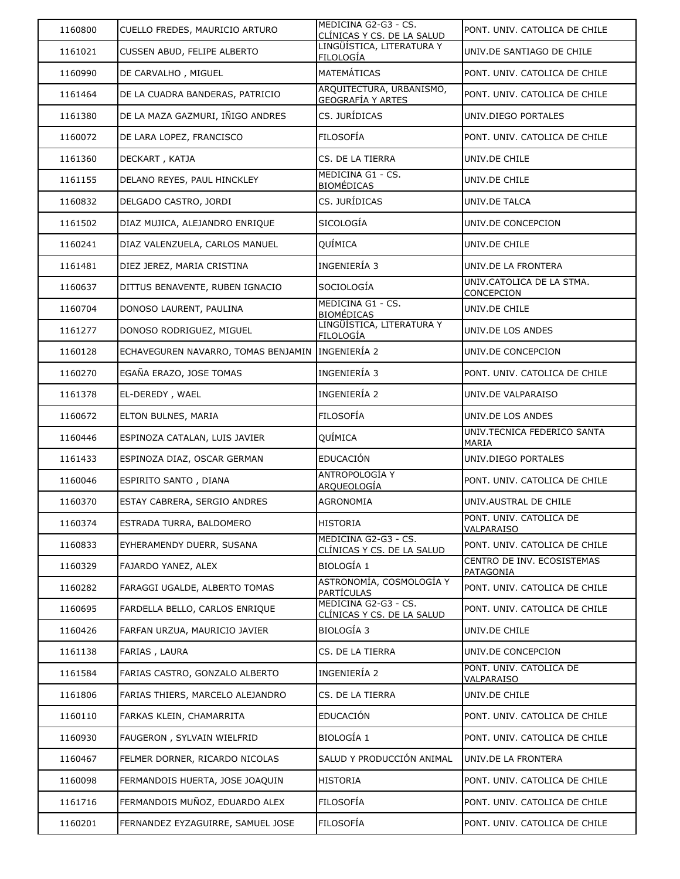| | | | |
|---|---|---|---|
| 1160800 | CUELLO FREDES, MAURICIO ARTURO | MEDICINA G2-G3 - CS. CLÍNICAS Y CS. DE LA SALUD | PONT. UNIV. CATOLICA DE CHILE |
| 1161021 | CUSSEN ABUD, FELIPE ALBERTO | LINGÜÍSTICA, LITERATURA Y FILOLOGÍA | UNIV.DE SANTIAGO DE CHILE |
| 1160990 | DE CARVALHO , MIGUEL | MATEMÁTICAS | PONT. UNIV. CATOLICA DE CHILE |
| 1161464 | DE LA CUADRA BANDERAS, PATRICIO | ARQUITECTURA, URBANISMO, GEOGRAFÍA Y ARTES | PONT. UNIV. CATOLICA DE CHILE |
| 1161380 | DE LA MAZA GAZMURI, IÑIGO ANDRES | CS. JURÍDICAS | UNIV.DIEGO PORTALES |
| 1160072 | DE LARA LOPEZ, FRANCISCO | FILOSOFÍA | PONT. UNIV. CATOLICA DE CHILE |
| 1161360 | DECKART , KATJA | CS. DE LA TIERRA | UNIV.DE CHILE |
| 1161155 | DELANO REYES, PAUL HINCKLEY | MEDICINA G1 - CS. BIOMÉDICAS | UNIV.DE CHILE |
| 1160832 | DELGADO CASTRO, JORDI | CS. JURÍDICAS | UNIV.DE TALCA |
| 1161502 | DIAZ MUJICA, ALEJANDRO ENRIQUE | SICOLOGÍA | UNIV.DE CONCEPCION |
| 1160241 | DIAZ VALENZUELA, CARLOS MANUEL | QUÍMICA | UNIV.DE CHILE |
| 1161481 | DIEZ JEREZ, MARIA CRISTINA | INGENIERÍA 3 | UNIV.DE LA FRONTERA |
| 1160637 | DITTUS BENAVENTE, RUBEN IGNACIO | SOCIOLOGÍA | UNIV.CATOLICA DE LA STMA. CONCEPCION |
| 1160704 | DONOSO LAURENT, PAULINA | MEDICINA G1 - CS. BIOMÉDICAS | UNIV.DE CHILE |
| 1161277 | DONOSO RODRIGUEZ, MIGUEL | LINGÜÍSTICA, LITERATURA Y FILOLOGÍA | UNIV.DE LOS ANDES |
| 1160128 | ECHAVEGUREN NAVARRO, TOMAS BENJAMIN | INGENIERÍA 2 | UNIV.DE CONCEPCION |
| 1160270 | EGAÑA ERAZO, JOSE TOMAS | INGENIERÍA 3 | PONT. UNIV. CATOLICA DE CHILE |
| 1161378 | EL-DEREDY , WAEL | INGENIERÍA 2 | UNIV.DE VALPARAISO |
| 1160672 | ELTON BULNES, MARIA | FILOSOFÍA | UNIV.DE LOS ANDES |
| 1160446 | ESPINOZA CATALAN, LUIS JAVIER | QUÍMICA | UNIV.TECNICA FEDERICO SANTA MARIA |
| 1161433 | ESPINOZA DIAZ, OSCAR GERMAN | EDUCACIÓN | UNIV.DIEGO PORTALES |
| 1160046 | ESPIRITO SANTO , DIANA | ANTROPOLOGÍA Y ARQUEOLOGÍA | PONT. UNIV. CATOLICA DE CHILE |
| 1160370 | ESTAY CABRERA, SERGIO ANDRES | AGRONOMIA | UNIV.AUSTRAL DE CHILE |
| 1160374 | ESTRADA TURRA, BALDOMERO | HISTORIA | PONT. UNIV. CATOLICA DE VALPARAISO |
| 1160833 | EYHERAMENDY DUERR, SUSANA | MEDICINA G2-G3 - CS. CLÍNICAS Y CS. DE LA SALUD | PONT. UNIV. CATOLICA DE CHILE |
| 1160329 | FAJARDO YANEZ, ALEX | BIOLOGÍA 1 | CENTRO DE INV. ECOSISTEMAS PATAGONIA |
| 1160282 | FARAGGI UGALDE, ALBERTO TOMAS | ASTRONOMÍA, COSMOLOGÍA Y PARTÍCULAS | PONT. UNIV. CATOLICA DE CHILE |
| 1160695 | FARDELLA BELLO, CARLOS ENRIQUE | MEDICINA G2-G3 - CS. CLÍNICAS Y CS. DE LA SALUD | PONT. UNIV. CATOLICA DE CHILE |
| 1160426 | FARFAN URZUA, MAURICIO JAVIER | BIOLOGÍA 3 | UNIV.DE CHILE |
| 1161138 | FARIAS , LAURA | CS. DE LA TIERRA | UNIV.DE CONCEPCION |
| 1161584 | FARIAS CASTRO, GONZALO ALBERTO | INGENIERÍA 2 | PONT. UNIV. CATOLICA DE VALPARAISO |
| 1161806 | FARIAS THIERS, MARCELO ALEJANDRO | CS. DE LA TIERRA | UNIV.DE CHILE |
| 1160110 | FARKAS KLEIN, CHAMARRITA | EDUCACIÓN | PONT. UNIV. CATOLICA DE CHILE |
| 1160930 | FAUGERON , SYLVAIN WIELFRID | BIOLOGÍA 1 | PONT. UNIV. CATOLICA DE CHILE |
| 1160467 | FELMER DORNER, RICARDO NICOLAS | SALUD Y PRODUCCIÓN ANIMAL | UNIV.DE LA FRONTERA |
| 1160098 | FERMANDOIS HUERTA, JOSE JOAQUIN | HISTORIA | PONT. UNIV. CATOLICA DE CHILE |
| 1161716 | FERMANDOIS MUÑOZ, EDUARDO ALEX | FILOSOFÍA | PONT. UNIV. CATOLICA DE CHILE |
| 1160201 | FERNANDEZ EYZAGUIRRE, SAMUEL JOSE | FILOSOFÍA | PONT. UNIV. CATOLICA DE CHILE |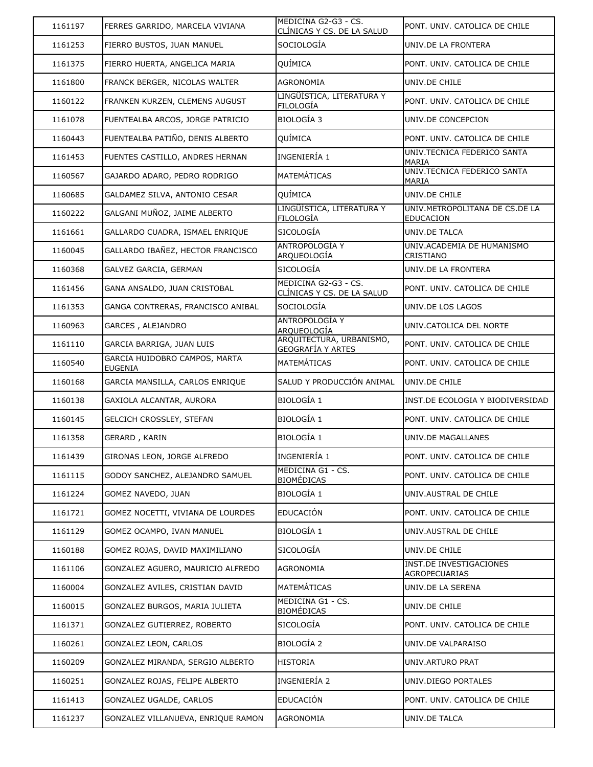| 1161197 | FERRES GARRIDO, MARCELA VIVIANA | MEDICINA G2-G3 - CS. CLÍNICAS Y CS. DE LA SALUD | PONT. UNIV. CATOLICA DE CHILE |
|---|---|---|---|
| 1161253 | FIERRO BUSTOS, JUAN MANUEL | SOCIOLOGÍA | UNIV.DE LA FRONTERA |
| 1161375 | FIERRO HUERTA, ANGELICA MARIA | QUÍMICA | PONT. UNIV. CATOLICA DE CHILE |
| 1161800 | FRANCK BERGER, NICOLAS WALTER | AGRONOMIA | UNIV.DE CHILE |
| 1160122 | FRANKEN KURZEN, CLEMENS AUGUST | LINGÜÍSTICA, LITERATURA Y FILOLOGÍA | PONT. UNIV. CATOLICA DE CHILE |
| 1161078 | FUENTEALBA ARCOS, JORGE PATRICIO | BIOLOGÍA 3 | UNIV.DE CONCEPCION |
| 1160443 | FUENTEALBA PATIÑO, DENIS ALBERTO | QUÍMICA | PONT. UNIV. CATOLICA DE CHILE |
| 1161453 | FUENTES CASTILLO, ANDRES HERNAN | INGENIERÍA 1 | UNIV.TECNICA FEDERICO SANTA MARIA |
| 1160567 | GAJARDO ADARO, PEDRO RODRIGO | MATEMÁTICAS | UNIV.TECNICA FEDERICO SANTA MARIA |
| 1160685 | GALDAMEZ SILVA, ANTONIO CESAR | QUÍMICA | UNIV.DE CHILE |
| 1160222 | GALGANI MUÑOZ, JAIME ALBERTO | LINGÜÍSTICA, LITERATURA Y FILOLOGÍA | UNIV.METROPOLITANA DE CS.DE LA EDUCACION |
| 1161661 | GALLARDO CUADRA, ISMAEL ENRIQUE | SICOLOGÍA | UNIV.DE TALCA |
| 1160045 | GALLARDO IBAÑEZ, HECTOR FRANCISCO | ANTROPOLOGÍA Y ARQUEOLOGÍA | UNIV.ACADEMIA DE HUMANISMO CRISTIANO |
| 1160368 | GALVEZ GARCIA, GERMAN | SICOLOGÍA | UNIV.DE LA FRONTERA |
| 1161456 | GANA ANSALDO, JUAN CRISTOBAL | MEDICINA G2-G3 - CS. CLÍNICAS Y CS. DE LA SALUD | PONT. UNIV. CATOLICA DE CHILE |
| 1161353 | GANGA CONTRERAS, FRANCISCO ANIBAL | SOCIOLOGÍA | UNIV.DE LOS LAGOS |
| 1160963 | GARCES , ALEJANDRO | ANTROPOLOGÍA Y ARQUEOLOGÍA | UNIV.CATOLICA DEL NORTE |
| 1161110 | GARCIA BARRIGA, JUAN LUIS | ARQUITECTURA, URBANISMO, GEOGRAFÍA Y ARTES | PONT. UNIV. CATOLICA DE CHILE |
| 1160540 | GARCIA HUIDOBRO CAMPOS, MARTA EUGENIA | MATEMÁTICAS | PONT. UNIV. CATOLICA DE CHILE |
| 1160168 | GARCIA MANSILLA, CARLOS ENRIQUE | SALUD Y PRODUCCIÓN ANIMAL | UNIV.DE CHILE |
| 1160138 | GAXIOLA ALCANTAR, AURORA | BIOLOGÍA 1 | INST.DE ECOLOGIA Y BIODIVERSIDAD |
| 1160145 | GELCICH CROSSLEY, STEFAN | BIOLOGÍA 1 | PONT. UNIV. CATOLICA DE CHILE |
| 1161358 | GERARD , KARIN | BIOLOGÍA 1 | UNIV.DE MAGALLANES |
| 1161439 | GIRONAS LEON, JORGE ALFREDO | INGENIERÍA 1 | PONT. UNIV. CATOLICA DE CHILE |
| 1161115 | GODOY SANCHEZ, ALEJANDRO SAMUEL | MEDICINA G1 - CS. BIOMÉDICAS | PONT. UNIV. CATOLICA DE CHILE |
| 1161224 | GOMEZ NAVEDO, JUAN | BIOLOGÍA 1 | UNIV.AUSTRAL DE CHILE |
| 1161721 | GOMEZ NOCETTI, VIVIANA DE LOURDES | EDUCACIÓN | PONT. UNIV. CATOLICA DE CHILE |
| 1161129 | GOMEZ OCAMPO, IVAN MANUEL | BIOLOGÍA 1 | UNIV.AUSTRAL DE CHILE |
| 1160188 | GOMEZ ROJAS, DAVID MAXIMILIANO | SICOLOGÍA | UNIV.DE CHILE |
| 1161106 | GONZALEZ AGUERO, MAURICIO ALFREDO | AGRONOMIA | INST.DE INVESTIGACIONES AGROPECUARIAS |
| 1160004 | GONZALEZ AVILES, CRISTIAN DAVID | MATEMÁTICAS | UNIV.DE LA SERENA |
| 1160015 | GONZALEZ BURGOS, MARIA JULIETA | MEDICINA G1 - CS. BIOMÉDICAS | UNIV.DE CHILE |
| 1161371 | GONZALEZ GUTIERREZ, ROBERTO | SICOLOGÍA | PONT. UNIV. CATOLICA DE CHILE |
| 1160261 | GONZALEZ LEON, CARLOS | BIOLOGÍA 2 | UNIV.DE VALPARAISO |
| 1160209 | GONZALEZ MIRANDA, SERGIO ALBERTO | HISTORIA | UNIV.ARTURO PRAT |
| 1160251 | GONZALEZ ROJAS, FELIPE ALBERTO | INGENIERÍA 2 | UNIV.DIEGO PORTALES |
| 1161413 | GONZALEZ UGALDE, CARLOS | EDUCACIÓN | PONT. UNIV. CATOLICA DE CHILE |
| 1161237 | GONZALEZ VILLANUEVA, ENRIQUE RAMON | AGRONOMIA | UNIV.DE TALCA |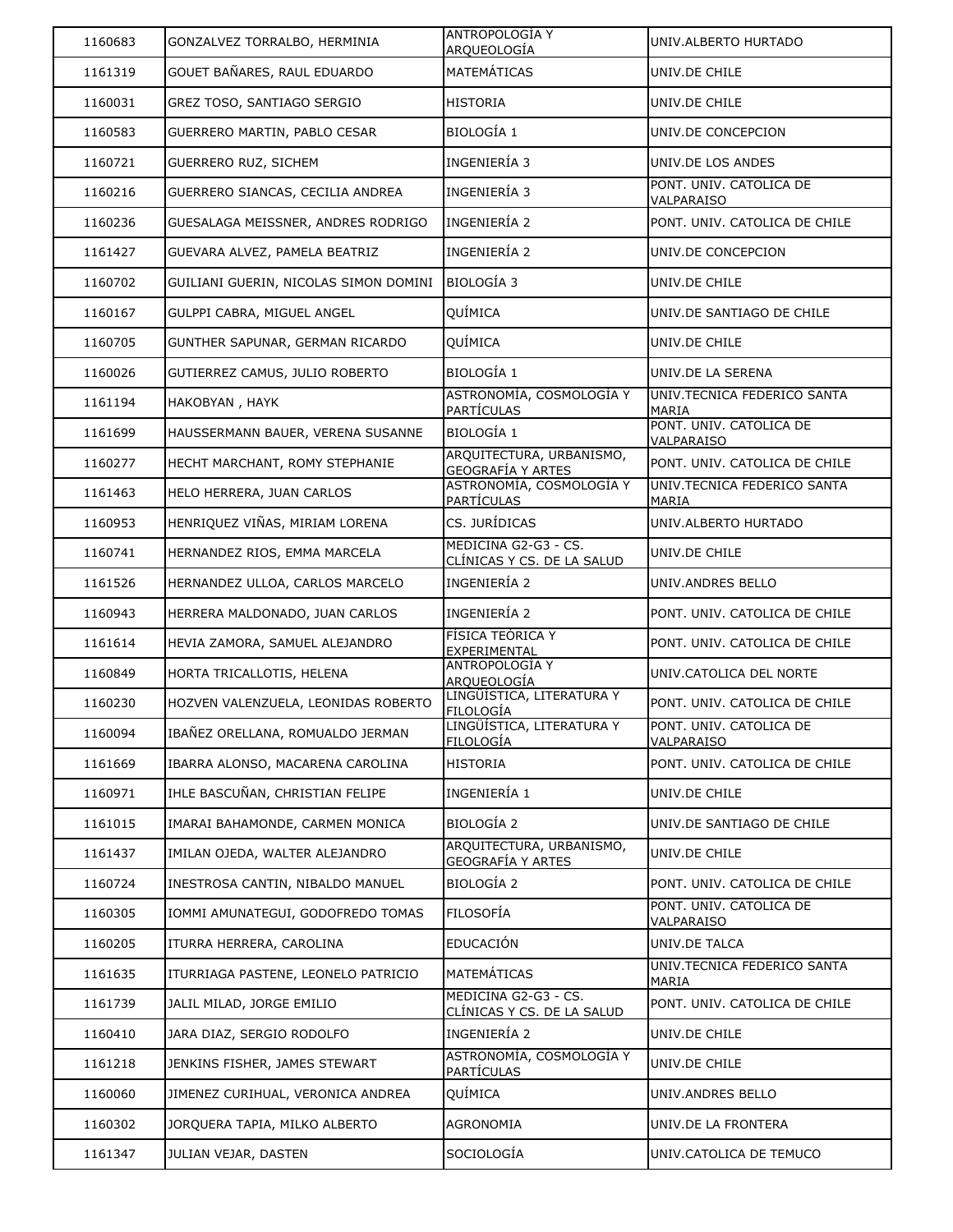| | | | |
|---|---|---|---|
| 1160683 | GONZALVEZ TORRALBO, HERMINIA | ANTROPOLOGÍA Y ARQUEOLOGÍA | UNIV.ALBERTO HURTADO |
| 1161319 | GOUET BAÑARES, RAUL EDUARDO | MATEMÁTICAS | UNIV.DE CHILE |
| 1160031 | GREZ TOSO, SANTIAGO SERGIO | HISTORIA | UNIV.DE CHILE |
| 1160583 | GUERRERO MARTIN, PABLO CESAR | BIOLOGÍA 1 | UNIV.DE CONCEPCION |
| 1160721 | GUERRERO RUZ, SICHEM | INGENIERÍA 3 | UNIV.DE LOS ANDES |
| 1160216 | GUERRERO SIANCAS, CECILIA ANDREA | INGENIERÍA 3 | PONT. UNIV. CATOLICA DE VALPARAISO |
| 1160236 | GUESALAGA MEISSNER, ANDRES RODRIGO | INGENIERÍA 2 | PONT. UNIV. CATOLICA DE CHILE |
| 1161427 | GUEVARA ALVEZ, PAMELA BEATRIZ | INGENIERÍA 2 | UNIV.DE CONCEPCION |
| 1160702 | GUILIANI GUERIN, NICOLAS SIMON DOMINI | BIOLOGÍA 3 | UNIV.DE CHILE |
| 1160167 | GULPPI CABRA, MIGUEL ANGEL | QUÍMICA | UNIV.DE SANTIAGO DE CHILE |
| 1160705 | GUNTHER SAPUNAR, GERMAN RICARDO | QUÍMICA | UNIV.DE CHILE |
| 1160026 | GUTIERREZ CAMUS, JULIO ROBERTO | BIOLOGÍA 1 | UNIV.DE LA SERENA |
| 1161194 | HAKOBYAN , HAYK | ASTRONOMÍA, COSMOLOGÍA Y PARTÍCULAS | UNIV.TECNICA FEDERICO SANTA MARIA |
| 1161699 | HAUSSERMANN BAUER, VERENA SUSANNE | BIOLOGÍA 1 | PONT. UNIV. CATOLICA DE VALPARAISO |
| 1160277 | HECHT MARCHANT, ROMY STEPHANIE | ARQUITECTURA, URBANISMO, GEOGRAFÍA Y ARTES | PONT. UNIV. CATOLICA DE CHILE |
| 1161463 | HELO HERRERA, JUAN CARLOS | ASTRONOMÍA, COSMOLOGÍA Y PARTÍCULAS | UNIV.TECNICA FEDERICO SANTA MARIA |
| 1160953 | HENRIQUEZ VIÑAS, MIRIAM LORENA | CS. JURÍDICAS | UNIV.ALBERTO HURTADO |
| 1160741 | HERNANDEZ RIOS, EMMA MARCELA | MEDICINA G2-G3 - CS. CLÍNICAS Y CS. DE LA SALUD | UNIV.DE CHILE |
| 1161526 | HERNANDEZ ULLOA, CARLOS MARCELO | INGENIERÍA 2 | UNIV.ANDRES BELLO |
| 1160943 | HERRERA MALDONADO, JUAN CARLOS | INGENIERÍA 2 | PONT. UNIV. CATOLICA DE CHILE |
| 1161614 | HEVIA ZAMORA, SAMUEL ALEJANDRO | FÍSICA TEÓRICA Y EXPERIMENTAL | PONT. UNIV. CATOLICA DE CHILE |
| 1160849 | HORTA TRICALLOTIS, HELENA | ANTROPOLOGÍA Y ARQUEOLOGÍA | UNIV.CATOLICA DEL NORTE |
| 1160230 | HOZVEN VALENZUELA, LEONIDAS ROBERTO | LINGÜÍSTICA, LITERATURA Y FILOLOGÍA | PONT. UNIV. CATOLICA DE CHILE |
| 1160094 | IBAÑEZ ORELLANA, ROMUALDO JERMAN | LINGÜÍSTICA, LITERATURA Y FILOLOGÍA | PONT. UNIV. CATOLICA DE VALPARAISO |
| 1161669 | IBARRA ALONSO, MACARENA CAROLINA | HISTORIA | PONT. UNIV. CATOLICA DE CHILE |
| 1160971 | IHLE BASCUÑAN, CHRISTIAN FELIPE | INGENIERÍA 1 | UNIV.DE CHILE |
| 1161015 | IMARAI BAHAMONDE, CARMEN MONICA | BIOLOGÍA 2 | UNIV.DE SANTIAGO DE CHILE |
| 1161437 | IMILAN OJEDA, WALTER ALEJANDRO | ARQUITECTURA, URBANISMO, GEOGRAFÍA Y ARTES | UNIV.DE CHILE |
| 1160724 | INESTROSA CANTIN, NIBALDO MANUEL | BIOLOGÍA 2 | PONT. UNIV. CATOLICA DE CHILE |
| 1160305 | IOMMI AMUNATEGUI, GODOFREDO TOMAS | FILOSOFÍA | PONT. UNIV. CATOLICA DE VALPARAISO |
| 1160205 | ITURRA HERRERA, CAROLINA | EDUCACIÓN | UNIV.DE TALCA |
| 1161635 | ITURRIAGA PASTENE, LEONELO PATRICIO | MATEMÁTICAS | UNIV.TECNICA FEDERICO SANTA MARIA |
| 1161739 | JALIL MILAD, JORGE EMILIO | MEDICINA G2-G3 - CS. CLÍNICAS Y CS. DE LA SALUD | PONT. UNIV. CATOLICA DE CHILE |
| 1160410 | JARA DIAZ, SERGIO RODOLFO | INGENIERÍA 2 | UNIV.DE CHILE |
| 1161218 | JENKINS FISHER, JAMES STEWART | ASTRONOMÍA, COSMOLOGÍA Y PARTÍCULAS | UNIV.DE CHILE |
| 1160060 | JIMENEZ CURIHUAL, VERONICA ANDREA | QUÍMICA | UNIV.ANDRES BELLO |
| 1160302 | JORQUERA TAPIA, MILKO ALBERTO | AGRONOMIA | UNIV.DE LA FRONTERA |
| 1161347 | JULIAN VEJAR, DASTEN | SOCIOLOGÍA | UNIV.CATOLICA DE TEMUCO |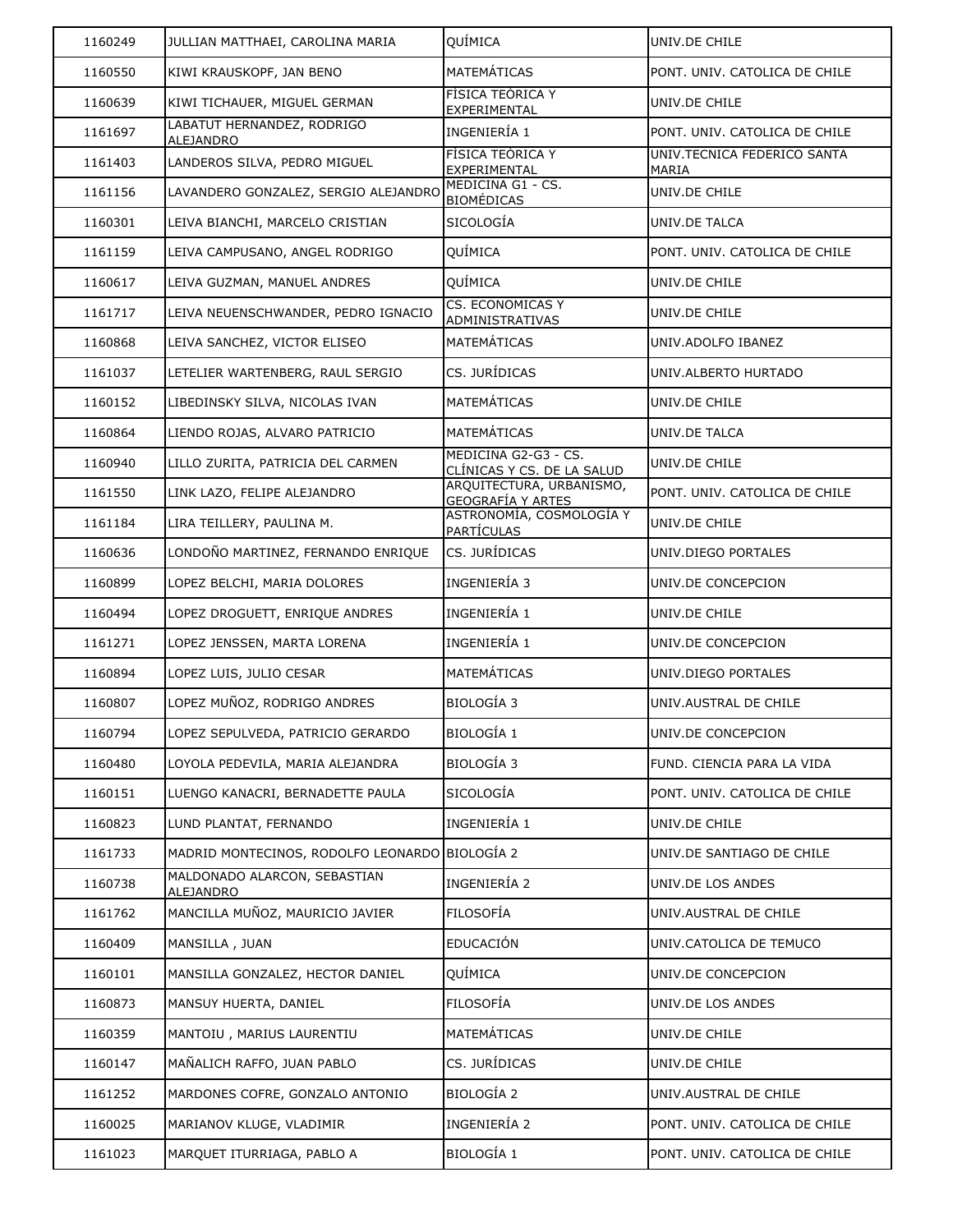| 1160249 | JULLIAN MATTHAEI, CAROLINA MARIA | QUÍMICA | UNIV.DE CHILE |
|---|---|---|---|
| 1160550 | KIWI KRAUSKOPF, JAN BENO | MATEMÁTICAS | PONT. UNIV. CATOLICA DE CHILE |
| 1160639 | KIWI TICHAUER, MIGUEL GERMAN | FÍSICA TEÓRICA Y EXPERIMENTAL | UNIV.DE CHILE |
| 1161697 | LABATUT HERNANDEZ, RODRIGO ALEJANDRO | INGENIERÍA 1 | PONT. UNIV. CATOLICA DE CHILE |
| 1161403 | LANDEROS SILVA, PEDRO MIGUEL | FÍSICA TEÓRICA Y EXPERIMENTAL | UNIV.TECNICA FEDERICO SANTA MARIA |
| 1161156 | LAVANDERO GONZALEZ, SERGIO ALEJANDRO | MEDICINA G1 - CS. BIOMÉDICAS | UNIV.DE CHILE |
| 1160301 | LEIVA BIANCHI, MARCELO CRISTIAN | SICOLOGÍA | UNIV.DE TALCA |
| 1161159 | LEIVA CAMPUSANO, ANGEL RODRIGO | QUÍMICA | PONT. UNIV. CATOLICA DE CHILE |
| 1160617 | LEIVA GUZMAN, MANUEL ANDRES | QUÍMICA | UNIV.DE CHILE |
| 1161717 | LEIVA NEUENSCHWANDER, PEDRO IGNACIO | CS. ECONOMICAS Y ADMINISTRATIVAS | UNIV.DE CHILE |
| 1160868 | LEIVA SANCHEZ, VICTOR ELISEO | MATEMÁTICAS | UNIV.ADOLFO IBANEZ |
| 1161037 | LETELIER WARTENBERG, RAUL SERGIO | CS. JURÍDICAS | UNIV.ALBERTO HURTADO |
| 1160152 | LIBEDINSKY SILVA, NICOLAS IVAN | MATEMÁTICAS | UNIV.DE CHILE |
| 1160864 | LIENDO ROJAS, ALVARO PATRICIO | MATEMÁTICAS | UNIV.DE TALCA |
| 1160940 | LILLO ZURITA, PATRICIA DEL CARMEN | MEDICINA G2-G3 - CS. CLÍNICAS Y CS. DE LA SALUD | UNIV.DE CHILE |
| 1161550 | LINK LAZO, FELIPE ALEJANDRO | ARQUITECTURA, URBANISMO, GEOGRAFÍA Y ARTES | PONT. UNIV. CATOLICA DE CHILE |
| 1161184 | LIRA TEILLERY, PAULINA M. | ASTRONOMÍA, COSMOLOGÍA Y PARTÍCULAS | UNIV.DE CHILE |
| 1160636 | LONDOÑO MARTINEZ, FERNANDO ENRIQUE | CS. JURÍDICAS | UNIV.DIEGO PORTALES |
| 1160899 | LOPEZ BELCHI, MARIA DOLORES | INGENIERÍA 3 | UNIV.DE CONCEPCION |
| 1160494 | LOPEZ DROGUETT, ENRIQUE ANDRES | INGENIERÍA 1 | UNIV.DE CHILE |
| 1161271 | LOPEZ JENSSEN, MARTA LORENA | INGENIERÍA 1 | UNIV.DE CONCEPCION |
| 1160894 | LOPEZ LUIS, JULIO CESAR | MATEMÁTICAS | UNIV.DIEGO PORTALES |
| 1160807 | LOPEZ MUÑOZ, RODRIGO ANDRES | BIOLOGÍA 3 | UNIV.AUSTRAL DE CHILE |
| 1160794 | LOPEZ SEPULVEDA, PATRICIO GERARDO | BIOLOGÍA 1 | UNIV.DE CONCEPCION |
| 1160480 | LOYOLA PEDEVILA, MARIA ALEJANDRA | BIOLOGÍA 3 | FUND. CIENCIA PARA LA VIDA |
| 1160151 | LUENGO KANACRI, BERNADETTE PAULA | SICOLOGÍA | PONT. UNIV. CATOLICA DE CHILE |
| 1160823 | LUND PLANTAT, FERNANDO | INGENIERÍA 1 | UNIV.DE CHILE |
| 1161733 | MADRID MONTECINOS, RODOLFO LEONARDO | BIOLOGÍA 2 | UNIV.DE SANTIAGO DE CHILE |
| 1160738 | MALDONADO ALARCON, SEBASTIAN ALEJANDRO | INGENIERÍA 2 | UNIV.DE LOS ANDES |
| 1161762 | MANCILLA MUÑOZ, MAURICIO JAVIER | FILOSOFÍA | UNIV.AUSTRAL DE CHILE |
| 1160409 | MANSILLA , JUAN | EDUCACIÓN | UNIV.CATOLICA DE TEMUCO |
| 1160101 | MANSILLA GONZALEZ, HECTOR DANIEL | QUÍMICA | UNIV.DE CONCEPCION |
| 1160873 | MANSUY HUERTA, DANIEL | FILOSOFÍA | UNIV.DE LOS ANDES |
| 1160359 | MANTOIU , MARIUS LAURENTIU | MATEMÁTICAS | UNIV.DE CHILE |
| 1160147 | MAÑALICH RAFFO, JUAN PABLO | CS. JURÍDICAS | UNIV.DE CHILE |
| 1161252 | MARDONES COFRE, GONZALO ANTONIO | BIOLOGÍA 2 | UNIV.AUSTRAL DE CHILE |
| 1160025 | MARIANOV KLUGE, VLADIMIR | INGENIERÍA 2 | PONT. UNIV. CATOLICA DE CHILE |
| 1161023 | MARQUET ITURRIAGA, PABLO A | BIOLOGÍA 1 | PONT. UNIV. CATOLICA DE CHILE |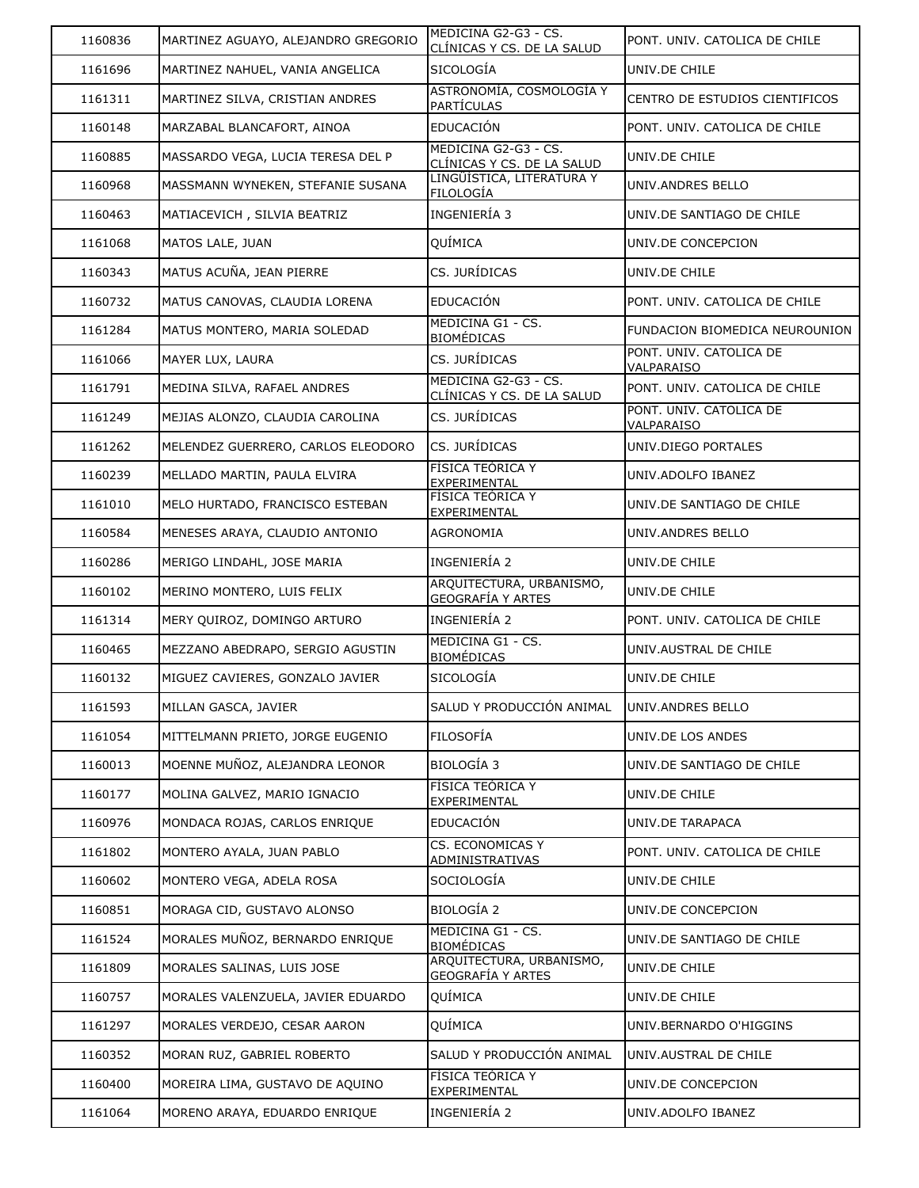| | | | |
|---|---|---|---|
| 1160836 | MARTINEZ AGUAYO, ALEJANDRO GREGORIO | MEDICINA G2-G3 - CS. CLÍNICAS Y CS. DE LA SALUD | PONT. UNIV. CATOLICA DE CHILE |
| 1161696 | MARTINEZ NAHUEL, VANIA ANGELICA | SICOLOGÍA | UNIV.DE CHILE |
| 1161311 | MARTINEZ SILVA, CRISTIAN ANDRES | ASTRONOMÍA, COSMOLOGÍA Y PARTÍCULAS | CENTRO DE ESTUDIOS CIENTIFICOS |
| 1160148 | MARZABAL BLANCAFORT, AINOA | EDUCACIÓN | PONT. UNIV. CATOLICA DE CHILE |
| 1160885 | MASSARDO VEGA, LUCIA TERESA DEL P | MEDICINA G2-G3 - CS. CLÍNICAS Y CS. DE LA SALUD | UNIV.DE CHILE |
| 1160968 | MASSMANN WYNEKEN, STEFANIE SUSANA | LINGÜÍSTICA, LITERATURA Y FILOLOGÍA | UNIV.ANDRES BELLO |
| 1160463 | MATIACEVICH , SILVIA BEATRIZ | INGENIERÍA 3 | UNIV.DE SANTIAGO DE CHILE |
| 1161068 | MATOS LALE, JUAN | QUÍMICA | UNIV.DE CONCEPCION |
| 1160343 | MATUS ACUÑA, JEAN PIERRE | CS. JURÍDICAS | UNIV.DE CHILE |
| 1160732 | MATUS CANOVAS, CLAUDIA LORENA | EDUCACIÓN | PONT. UNIV. CATOLICA DE CHILE |
| 1161284 | MATUS MONTERO, MARIA SOLEDAD | MEDICINA G1 - CS. BIOMÉDICAS | FUNDACION BIOMEDICA NEUROUNION |
| 1161066 | MAYER LUX, LAURA | CS. JURÍDICAS | PONT. UNIV. CATOLICA DE VALPARAISO |
| 1161791 | MEDINA SILVA, RAFAEL ANDRES | MEDICINA G2-G3 - CS. CLÍNICAS Y CS. DE LA SALUD | PONT. UNIV. CATOLICA DE CHILE |
| 1161249 | MEJIAS ALONZO, CLAUDIA CAROLINA | CS. JURÍDICAS | PONT. UNIV. CATOLICA DE VALPARAISO |
| 1161262 | MELENDEZ GUERRERO, CARLOS ELEODORO | CS. JURÍDICAS | UNIV.DIEGO PORTALES |
| 1160239 | MELLADO MARTIN, PAULA ELVIRA | FÍSICA TEÓRICA Y EXPERIMENTAL | UNIV.ADOLFO IBANEZ |
| 1161010 | MELO HURTADO, FRANCISCO ESTEBAN | FÍSICA TEÓRICA Y EXPERIMENTAL | UNIV.DE SANTIAGO DE CHILE |
| 1160584 | MENESES ARAYA, CLAUDIO ANTONIO | AGRONOMIA | UNIV.ANDRES BELLO |
| 1160286 | MERIGO LINDAHL, JOSE MARIA | INGENIERÍA 2 | UNIV.DE CHILE |
| 1160102 | MERINO MONTERO, LUIS FELIX | ARQUITECTURA, URBANISMO, GEOGRAFÍA Y ARTES | UNIV.DE CHILE |
| 1161314 | MERY QUIROZ, DOMINGO ARTURO | INGENIERÍA 2 | PONT. UNIV. CATOLICA DE CHILE |
| 1160465 | MEZZANO ABEDRAPO, SERGIO AGUSTIN | MEDICINA G1 - CS. BIOMÉDICAS | UNIV.AUSTRAL DE CHILE |
| 1160132 | MIGUEZ CAVIERES, GONZALO JAVIER | SICOLOGÍA | UNIV.DE CHILE |
| 1161593 | MILLAN GASCA, JAVIER | SALUD Y PRODUCCIÓN ANIMAL | UNIV.ANDRES BELLO |
| 1161054 | MITTELMANN PRIETO, JORGE EUGENIO | FILOSOFÍA | UNIV.DE LOS ANDES |
| 1160013 | MOENNE MUÑOZ, ALEJANDRA LEONOR | BIOLOGÍA 3 | UNIV.DE SANTIAGO DE CHILE |
| 1160177 | MOLINA GALVEZ, MARIO IGNACIO | FÍSICA TEÓRICA Y EXPERIMENTAL | UNIV.DE CHILE |
| 1160976 | MONDACA ROJAS, CARLOS ENRIQUE | EDUCACIÓN | UNIV.DE TARAPACA |
| 1161802 | MONTERO AYALA, JUAN PABLO | CS. ECONOMICAS Y ADMINISTRATIVAS | PONT. UNIV. CATOLICA DE CHILE |
| 1160602 | MONTERO VEGA, ADELA ROSA | SOCIOLOGÍA | UNIV.DE CHILE |
| 1160851 | MORAGA CID, GUSTAVO ALONSO | BIOLOGÍA 2 | UNIV.DE CONCEPCION |
| 1161524 | MORALES MUÑOZ, BERNARDO ENRIQUE | MEDICINA G1 - CS. BIOMÉDICAS | UNIV.DE SANTIAGO DE CHILE |
| 1161809 | MORALES SALINAS, LUIS JOSE | ARQUITECTURA, URBANISMO, GEOGRAFÍA Y ARTES | UNIV.DE CHILE |
| 1160757 | MORALES VALENZUELA, JAVIER EDUARDO | QUÍMICA | UNIV.DE CHILE |
| 1161297 | MORALES VERDEJO, CESAR AARON | QUÍMICA | UNIV.BERNARDO O'HIGGINS |
| 1160352 | MORAN RUZ, GABRIEL ROBERTO | SALUD Y PRODUCCIÓN ANIMAL | UNIV.AUSTRAL DE CHILE |
| 1160400 | MOREIRA LIMA, GUSTAVO DE AQUINO | FÍSICA TEÓRICA Y EXPERIMENTAL | UNIV.DE CONCEPCION |
| 1161064 | MORENO ARAYA, EDUARDO ENRIQUE | INGENIERÍA 2 | UNIV.ADOLFO IBANEZ |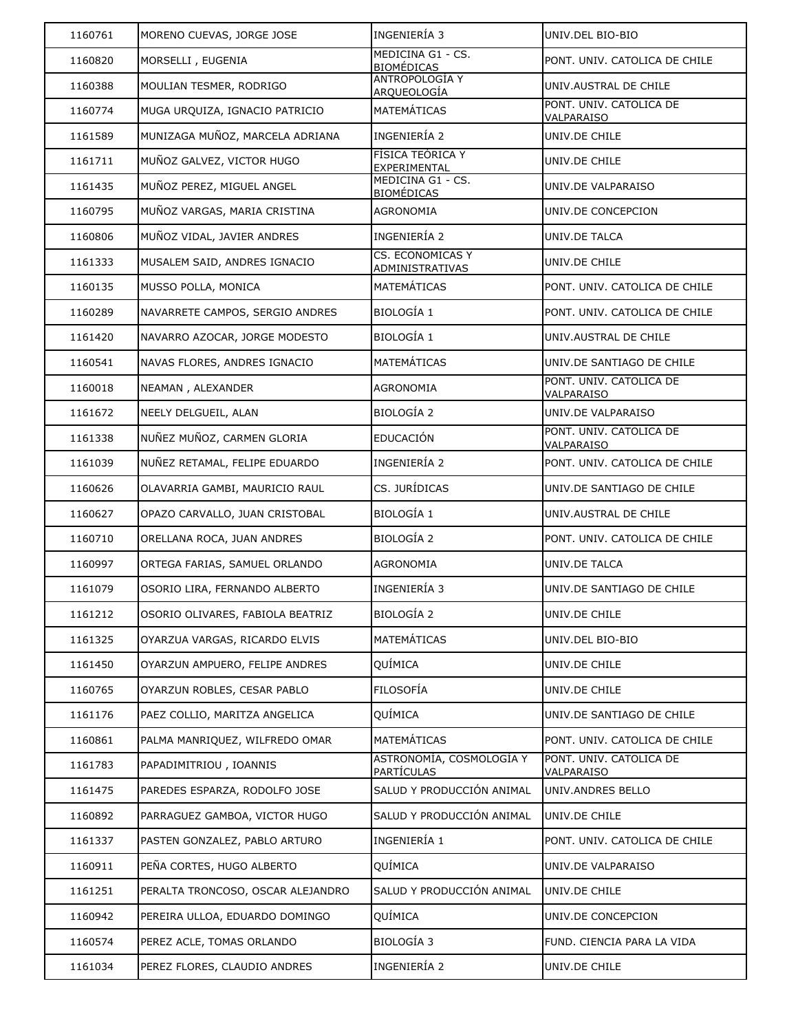| | | | |
|---|---|---|---|
| 1160761 | MORENO CUEVAS, JORGE JOSE | INGENIERÍA 3 | UNIV.DEL BIO-BIO |
| 1160820 | MORSELLI , EUGENIA | MEDICINA G1 - CS. BIOMÉDICAS | PONT. UNIV. CATOLICA DE CHILE |
| 1160388 | MOULIAN TESMER, RODRIGO | ANTROPOLOGÍA Y ARQUEOLOGÍA | UNIV.AUSTRAL DE CHILE |
| 1160774 | MUGA URQUIZA, IGNACIO PATRICIO | MATEMÁTICAS | PONT. UNIV. CATOLICA DE VALPARAISO |
| 1161589 | MUNIZAGA MUÑOZ, MARCELA ADRIANA | INGENIERÍA 2 | UNIV.DE CHILE |
| 1161711 | MUÑOZ GALVEZ, VICTOR HUGO | FÍSICA TEÓRICA Y EXPERIMENTAL | UNIV.DE CHILE |
| 1161435 | MUÑOZ PEREZ, MIGUEL ANGEL | MEDICINA G1 - CS. BIOMÉDICAS | UNIV.DE VALPARAISO |
| 1160795 | MUÑOZ VARGAS, MARIA CRISTINA | AGRONOMIA | UNIV.DE CONCEPCION |
| 1160806 | MUÑOZ VIDAL, JAVIER ANDRES | INGENIERÍA 2 | UNIV.DE TALCA |
| 1161333 | MUSALEM SAID, ANDRES IGNACIO | CS. ECONOMICAS Y ADMINISTRATIVAS | UNIV.DE CHILE |
| 1160135 | MUSSO POLLA, MONICA | MATEMÁTICAS | PONT. UNIV. CATOLICA DE CHILE |
| 1160289 | NAVARRETE CAMPOS, SERGIO ANDRES | BIOLOGÍA 1 | PONT. UNIV. CATOLICA DE CHILE |
| 1161420 | NAVARRO AZOCAR, JORGE MODESTO | BIOLOGÍA 1 | UNIV.AUSTRAL DE CHILE |
| 1160541 | NAVAS FLORES, ANDRES IGNACIO | MATEMÁTICAS | UNIV.DE SANTIAGO DE CHILE |
| 1160018 | NEAMAN , ALEXANDER | AGRONOMIA | PONT. UNIV. CATOLICA DE VALPARAISO |
| 1161672 | NEELY DELGUEIL, ALAN | BIOLOGÍA 2 | UNIV.DE VALPARAISO |
| 1161338 | NUÑEZ MUÑOZ, CARMEN GLORIA | EDUCACIÓN | PONT. UNIV. CATOLICA DE VALPARAISO |
| 1161039 | NUÑEZ RETAMAL, FELIPE EDUARDO | INGENIERÍA 2 | PONT. UNIV. CATOLICA DE CHILE |
| 1160626 | OLAVARRIA GAMBI, MAURICIO RAUL | CS. JURÍDICAS | UNIV.DE SANTIAGO DE CHILE |
| 1160627 | OPAZO CARVALLO, JUAN CRISTOBAL | BIOLOGÍA 1 | UNIV.AUSTRAL DE CHILE |
| 1160710 | ORELLANA ROCA, JUAN ANDRES | BIOLOGÍA 2 | PONT. UNIV. CATOLICA DE CHILE |
| 1160997 | ORTEGA FARIAS, SAMUEL ORLANDO | AGRONOMIA | UNIV.DE TALCA |
| 1161079 | OSORIO LIRA, FERNANDO ALBERTO | INGENIERÍA 3 | UNIV.DE SANTIAGO DE CHILE |
| 1161212 | OSORIO OLIVARES, FABIOLA BEATRIZ | BIOLOGÍA 2 | UNIV.DE CHILE |
| 1161325 | OYARZUA VARGAS, RICARDO ELVIS | MATEMÁTICAS | UNIV.DEL BIO-BIO |
| 1161450 | OYARZUN AMPUERO, FELIPE ANDRES | QUÍMICA | UNIV.DE CHILE |
| 1160765 | OYARZUN ROBLES, CESAR PABLO | FILOSOFÍA | UNIV.DE CHILE |
| 1161176 | PAEZ COLLIO, MARITZA ANGELICA | QUÍMICA | UNIV.DE SANTIAGO DE CHILE |
| 1160861 | PALMA MANRIQUEZ, WILFREDO OMAR | MATEMÁTICAS | PONT. UNIV. CATOLICA DE CHILE |
| 1161783 | PAPADIMITRIOU , IOANNIS | ASTRONOMÍA, COSMOLOGÍA Y PARTÍCULAS | PONT. UNIV. CATOLICA DE VALPARAISO |
| 1161475 | PAREDES ESPARZA, RODOLFO JOSE | SALUD Y PRODUCCIÓN ANIMAL | UNIV.ANDRES BELLO |
| 1160892 | PARRAGUEZ GAMBOA, VICTOR HUGO | SALUD Y PRODUCCIÓN ANIMAL | UNIV.DE CHILE |
| 1161337 | PASTEN GONZALEZ, PABLO ARTURO | INGENIERÍA 1 | PONT. UNIV. CATOLICA DE CHILE |
| 1160911 | PEÑA CORTES, HUGO ALBERTO | QUÍMICA | UNIV.DE VALPARAISO |
| 1161251 | PERALTA TRONCOSO, OSCAR ALEJANDRO | SALUD Y PRODUCCIÓN ANIMAL | UNIV.DE CHILE |
| 1160942 | PEREIRA ULLOA, EDUARDO DOMINGO | QUÍMICA | UNIV.DE CONCEPCION |
| 1160574 | PEREZ ACLE, TOMAS ORLANDO | BIOLOGÍA 3 | FUND. CIENCIA PARA LA VIDA |
| 1161034 | PEREZ FLORES, CLAUDIO ANDRES | INGENIERÍA 2 | UNIV.DE CHILE |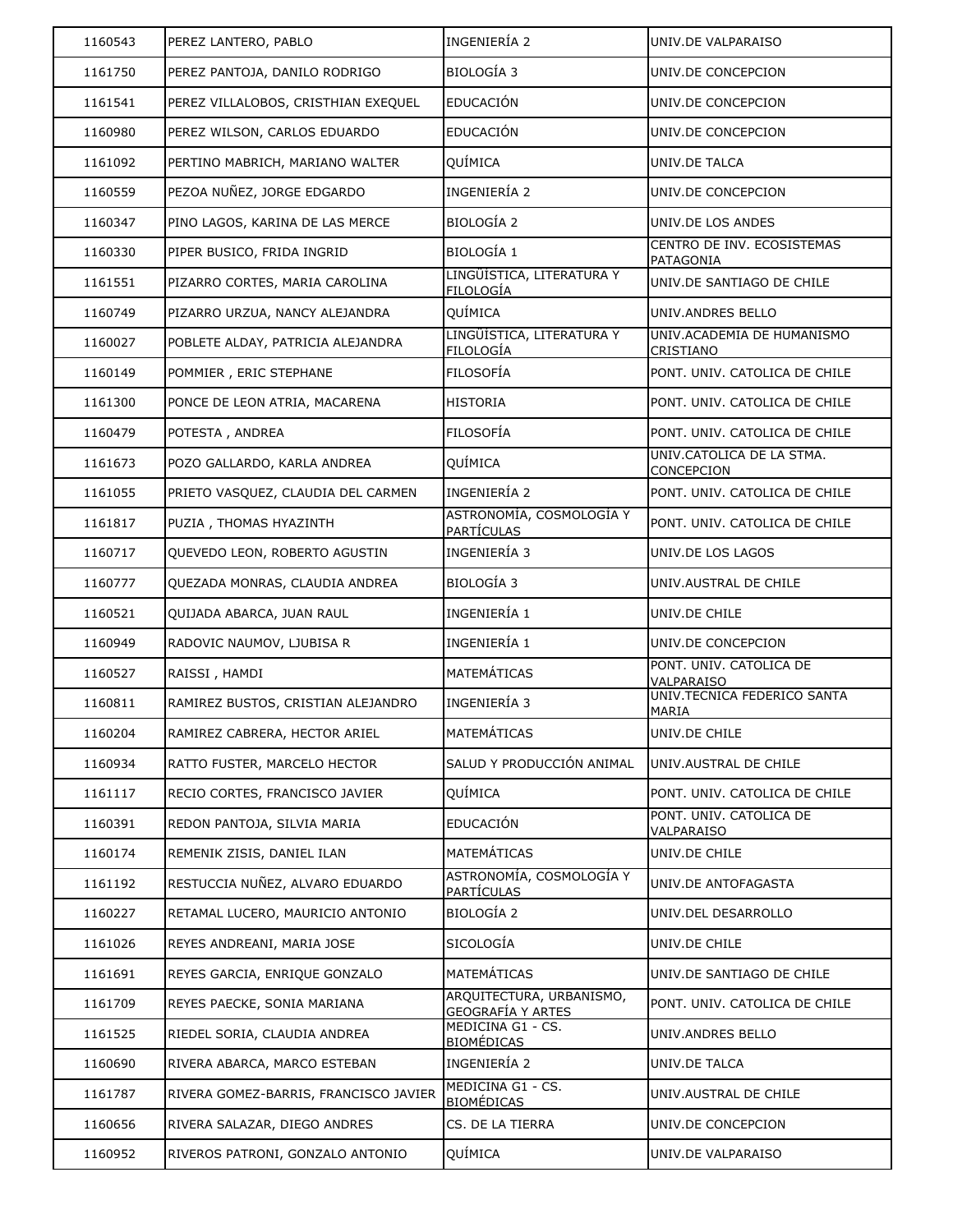| | | | |
|---|---|---|---|
| 1160543 | PEREZ LANTERO, PABLO | INGENIERÍA 2 | UNIV.DE VALPARAISO |
| 1161750 | PEREZ PANTOJA, DANILO RODRIGO | BIOLOGÍA 3 | UNIV.DE CONCEPCION |
| 1161541 | PEREZ VILLALOBOS, CRISTHIAN EXEQUEL | EDUCACIÓN | UNIV.DE CONCEPCION |
| 1160980 | PEREZ WILSON, CARLOS EDUARDO | EDUCACIÓN | UNIV.DE CONCEPCION |
| 1161092 | PERTINO MABRICH, MARIANO WALTER | QUÍMICA | UNIV.DE TALCA |
| 1160559 | PEZOA NUÑEZ, JORGE EDGARDO | INGENIERÍA 2 | UNIV.DE CONCEPCION |
| 1160347 | PINO LAGOS, KARINA DE LAS MERCE | BIOLOGÍA 2 | UNIV.DE LOS ANDES |
| 1160330 | PIPER BUSICO, FRIDA INGRID | BIOLOGÍA 1 | CENTRO DE INV. ECOSISTEMAS PATAGONIA |
| 1161551 | PIZARRO CORTES, MARIA CAROLINA | LINGÜÍSTICA, LITERATURA Y FILOLOGÍA | UNIV.DE SANTIAGO DE CHILE |
| 1160749 | PIZARRO URZUA, NANCY ALEJANDRA | QUÍMICA | UNIV.ANDRES BELLO |
| 1160027 | POBLETE ALDAY, PATRICIA ALEJANDRA | LINGÜÍSTICA, LITERATURA Y FILOLOGÍA | UNIV.ACADEMIA DE HUMANISMO CRISTIANO |
| 1160149 | POMMIER , ERIC STEPHANE | FILOSOFÍA | PONT. UNIV. CATOLICA DE CHILE |
| 1161300 | PONCE DE LEON ATRIA, MACARENA | HISTORIA | PONT. UNIV. CATOLICA DE CHILE |
| 1160479 | POTESTA , ANDREA | FILOSOFÍA | PONT. UNIV. CATOLICA DE CHILE |
| 1161673 | POZO GALLARDO, KARLA ANDREA | QUÍMICA | UNIV.CATOLICA DE LA STMA. CONCEPCION |
| 1161055 | PRIETO VASQUEZ, CLAUDIA DEL CARMEN | INGENIERÍA 2 | PONT. UNIV. CATOLICA DE CHILE |
| 1161817 | PUZIA , THOMAS HYAZINTH | ASTRONOMÍA, COSMOLOGÍA Y PARTÍCULAS | PONT. UNIV. CATOLICA DE CHILE |
| 1160717 | QUEVEDO LEON, ROBERTO AGUSTIN | INGENIERÍA 3 | UNIV.DE LOS LAGOS |
| 1160777 | QUEZADA MONRAS, CLAUDIA ANDREA | BIOLOGÍA 3 | UNIV.AUSTRAL DE CHILE |
| 1160521 | QUIJADA ABARCA, JUAN RAUL | INGENIERÍA 1 | UNIV.DE CHILE |
| 1160949 | RADOVIC NAUMOV, LJUBISA R | INGENIERÍA 1 | UNIV.DE CONCEPCION |
| 1160527 | RAISSI , HAMDI | MATEMÁTICAS | PONT. UNIV. CATOLICA DE VALPARAISO |
| 1160811 | RAMIREZ BUSTOS, CRISTIAN ALEJANDRO | INGENIERÍA 3 | UNIV.TECNICA FEDERICO SANTA MARIA |
| 1160204 | RAMIREZ CABRERA, HECTOR ARIEL | MATEMÁTICAS | UNIV.DE CHILE |
| 1160934 | RATTO FUSTER, MARCELO HECTOR | SALUD Y PRODUCCIÓN ANIMAL | UNIV.AUSTRAL DE CHILE |
| 1161117 | RECIO CORTES, FRANCISCO JAVIER | QUÍMICA | PONT. UNIV. CATOLICA DE CHILE |
| 1160391 | REDON PANTOJA, SILVIA MARIA | EDUCACIÓN | PONT. UNIV. CATOLICA DE VALPARAISO |
| 1160174 | REMENIK ZISIS, DANIEL ILAN | MATEMÁTICAS | UNIV.DE CHILE |
| 1161192 | RESTUCCIA NUÑEZ, ALVARO EDUARDO | ASTRONOMÍA, COSMOLOGÍA Y PARTÍCULAS | UNIV.DE ANTOFAGASTA |
| 1160227 | RETAMAL LUCERO, MAURICIO ANTONIO | BIOLOGÍA 2 | UNIV.DEL DESARROLLO |
| 1161026 | REYES ANDREANI, MARIA JOSE | SICOLOGÍA | UNIV.DE CHILE |
| 1161691 | REYES GARCIA, ENRIQUE GONZALO | MATEMÁTICAS | UNIV.DE SANTIAGO DE CHILE |
| 1161709 | REYES PAECKE, SONIA MARIANA | ARQUITECTURA, URBANISMO, GEOGRAFÍA Y ARTES | PONT. UNIV. CATOLICA DE CHILE |
| 1161525 | RIEDEL SORIA, CLAUDIA ANDREA | MEDICINA G1 - CS. BIOMÉDICAS | UNIV.ANDRES BELLO |
| 1160690 | RIVERA ABARCA, MARCO ESTEBAN | INGENIERÍA 2 | UNIV.DE TALCA |
| 1161787 | RIVERA GOMEZ-BARRIS, FRANCISCO JAVIER | MEDICINA G1 - CS. BIOMÉDICAS | UNIV.AUSTRAL DE CHILE |
| 1160656 | RIVERA SALAZAR, DIEGO ANDRES | CS. DE LA TIERRA | UNIV.DE CONCEPCION |
| 1160952 | RIVEROS PATRONI, GONZALO ANTONIO | QUÍMICA | UNIV.DE VALPARAISO |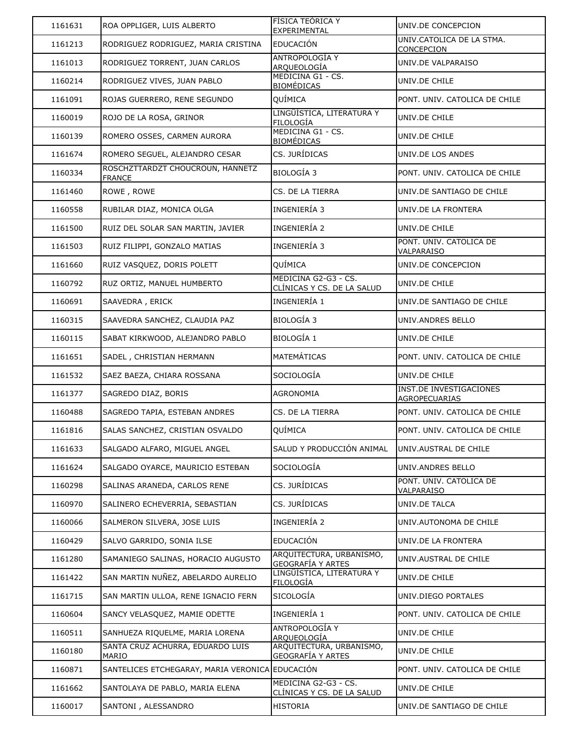| | | | |
|---|---|---|---|
| 1161631 | ROA OPPLIGER, LUIS ALBERTO | FÍSICA TEÓRICA Y EXPERIMENTAL | UNIV.DE CONCEPCION |
| 1161213 | RODRIGUEZ RODRIGUEZ, MARIA CRISTINA | EDUCACIÓN | UNIV.CATOLICA DE LA STMA. CONCEPCION |
| 1161013 | RODRIGUEZ TORRENT, JUAN CARLOS | ANTROPOLOGÍA Y ARQUEOLOGÍA | UNIV.DE VALPARAISO |
| 1160214 | RODRIGUEZ VIVES, JUAN PABLO | MEDICINA G1 - CS. BIOMÉDICAS | UNIV.DE CHILE |
| 1161091 | ROJAS GUERRERO, RENE SEGUNDO | QUÍMICA | PONT. UNIV. CATOLICA DE CHILE |
| 1160019 | ROJO DE LA ROSA, GRINOR | LINGÜÍSTICA, LITERATURA Y FILOLOGÍA | UNIV.DE CHILE |
| 1160139 | ROMERO OSSES, CARMEN AURORA | MEDICINA G1 - CS. BIOMÉDICAS | UNIV.DE CHILE |
| 1161674 | ROMERO SEGUEL, ALEJANDRO CESAR | CS. JURÍDICAS | UNIV.DE LOS ANDES |
| 1160334 | ROSCHZTTARDZT CHOUCROUN, HANNETZ FRANCE | BIOLOGÍA 3 | PONT. UNIV. CATOLICA DE CHILE |
| 1161460 | ROWE , ROWE | CS. DE LA TIERRA | UNIV.DE SANTIAGO DE CHILE |
| 1160558 | RUBILAR DIAZ, MONICA OLGA | INGENIERÍA 3 | UNIV.DE LA FRONTERA |
| 1161500 | RUIZ DEL SOLAR SAN MARTIN, JAVIER | INGENIERÍA 2 | UNIV.DE CHILE |
| 1161503 | RUIZ FILIPPI, GONZALO MATIAS | INGENIERÍA 3 | PONT. UNIV. CATOLICA DE VALPARAISO |
| 1161660 | RUIZ VASQUEZ, DORIS POLETT | QUÍMICA | UNIV.DE CONCEPCION |
| 1160792 | RUZ ORTIZ, MANUEL HUMBERTO | MEDICINA G2-G3 - CS. CLÍNICAS Y CS. DE LA SALUD | UNIV.DE CHILE |
| 1160691 | SAAVEDRA , ERICK | INGENIERÍA 1 | UNIV.DE SANTIAGO DE CHILE |
| 1160315 | SAAVEDRA SANCHEZ, CLAUDIA PAZ | BIOLOGÍA 3 | UNIV.ANDRES BELLO |
| 1160115 | SABAT KIRKWOOD, ALEJANDRO PABLO | BIOLOGÍA 1 | UNIV.DE CHILE |
| 1161651 | SADEL , CHRISTIAN HERMANN | MATEMÁTICAS | PONT. UNIV. CATOLICA DE CHILE |
| 1161532 | SAEZ BAEZA, CHIARA ROSSANA | SOCIOLOGÍA | UNIV.DE CHILE |
| 1161377 | SAGREDO DIAZ, BORIS | AGRONOMIA | INST.DE INVESTIGACIONES AGROPECUARIAS |
| 1160488 | SAGREDO TAPIA, ESTEBAN ANDRES | CS. DE LA TIERRA | PONT. UNIV. CATOLICA DE CHILE |
| 1161816 | SALAS SANCHEZ, CRISTIAN OSVALDO | QUÍMICA | PONT. UNIV. CATOLICA DE CHILE |
| 1161633 | SALGADO ALFARO, MIGUEL ANGEL | SALUD Y PRODUCCIÓN ANIMAL | UNIV.AUSTRAL DE CHILE |
| 1161624 | SALGADO OYARCE, MAURICIO ESTEBAN | SOCIOLOGÍA | UNIV.ANDRES BELLO |
| 1160298 | SALINAS ARANEDA, CARLOS RENE | CS. JURÍDICAS | PONT. UNIV. CATOLICA DE VALPARAISO |
| 1160970 | SALINERO ECHEVERRIA, SEBASTIAN | CS. JURÍDICAS | UNIV.DE TALCA |
| 1160066 | SALMERON SILVERA, JOSE LUIS | INGENIERÍA 2 | UNIV.AUTONOMA DE CHILE |
| 1160429 | SALVO GARRIDO, SONIA ILSE | EDUCACIÓN | UNIV.DE LA FRONTERA |
| 1161280 | SAMANIEGO SALINAS, HORACIO AUGUSTO | ARQUITECTURA, URBANISMO, GEOGRAFÍA Y ARTES | UNIV.AUSTRAL DE CHILE |
| 1161422 | SAN MARTIN NUÑEZ, ABELARDO AURELIO | LINGÜÍSTICA, LITERATURA Y FILOLOGÍA | UNIV.DE CHILE |
| 1161715 | SAN MARTIN ULLOA, RENE IGNACIO FERN | SICOLOGÍA | UNIV.DIEGO PORTALES |
| 1160604 | SANCY VELASQUEZ, MAMIE ODETTE | INGENIERÍA 1 | PONT. UNIV. CATOLICA DE CHILE |
| 1160511 | SANHUEZA RIQUELME, MARIA LORENA | ANTROPOLOGÍA Y ARQUEOLOGÍA | UNIV.DE CHILE |
| 1160180 | SANTA CRUZ ACHURRA, EDUARDO LUIS MARIO | ARQUITECTURA, URBANISMO, GEOGRAFÍA Y ARTES | UNIV.DE CHILE |
| 1160871 | SANTELICES ETCHEGARAY, MARIA VERONICA | EDUCACIÓN | PONT. UNIV. CATOLICA DE CHILE |
| 1161662 | SANTOLAYA DE PABLO, MARIA ELENA | MEDICINA G2-G3 - CS. CLÍNICAS Y CS. DE LA SALUD | UNIV.DE CHILE |
| 1160017 | SANTONI , ALESSANDRO | HISTORIA | UNIV.DE SANTIAGO DE CHILE |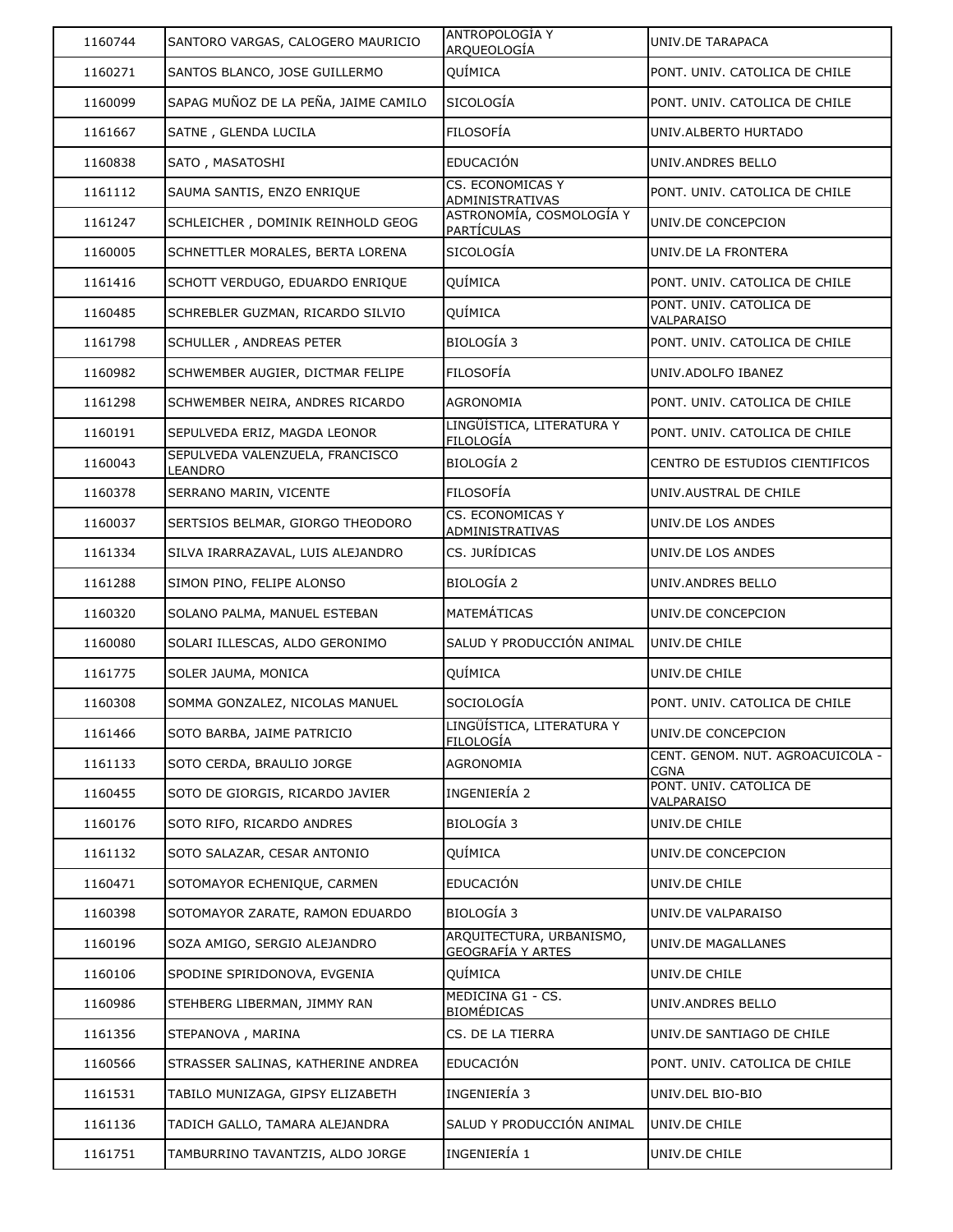| | | | |
|---|---|---|---|
| 1160744 | SANTORO VARGAS, CALOGERO MAURICIO | ANTROPOLOGÍA Y ARQUEOLOGÍA | UNIV.DE TARAPACA |
| 1160271 | SANTOS BLANCO, JOSE GUILLERMO | QUÍMICA | PONT. UNIV. CATOLICA DE CHILE |
| 1160099 | SAPAG MUÑOZ DE LA PEÑA, JAIME CAMILO | SICOLOGÍA | PONT. UNIV. CATOLICA DE CHILE |
| 1161667 | SATNE , GLENDA LUCILA | FILOSOFÍA | UNIV.ALBERTO HURTADO |
| 1160838 | SATO , MASATOSHI | EDUCACIÓN | UNIV.ANDRES BELLO |
| 1161112 | SAUMA SANTIS, ENZO ENRIQUE | CS. ECONOMICAS Y ADMINISTRATIVAS | PONT. UNIV. CATOLICA DE CHILE |
| 1161247 | SCHLEICHER , DOMINIK REINHOLD GEOG | ASTRONOMÍA, COSMOLOGÍA Y PARTÍCULAS | UNIV.DE CONCEPCION |
| 1160005 | SCHNETTLER MORALES, BERTA LORENA | SICOLOGÍA | UNIV.DE LA FRONTERA |
| 1161416 | SCHOTT VERDUGO, EDUARDO ENRIQUE | QUÍMICA | PONT. UNIV. CATOLICA DE CHILE |
| 1160485 | SCHREBLER GUZMAN, RICARDO SILVIO | QUÍMICA | PONT. UNIV. CATOLICA DE VALPARAISO |
| 1161798 | SCHULLER , ANDREAS PETER | BIOLOGÍA 3 | PONT. UNIV. CATOLICA DE CHILE |
| 1160982 | SCHWEMBER AUGIER, DICTMAR FELIPE | FILOSOFÍA | UNIV.ADOLFO IBANEZ |
| 1161298 | SCHWEMBER NEIRA, ANDRES RICARDO | AGRONOMIA | PONT. UNIV. CATOLICA DE CHILE |
| 1160191 | SEPULVEDA ERIZ, MAGDA LEONOR | LINGÜÍSTICA, LITERATURA Y FILOLOGÍA | PONT. UNIV. CATOLICA DE CHILE |
| 1160043 | SEPULVEDA VALENZUELA, FRANCISCO LEANDRO | BIOLOGÍA 2 | CENTRO DE ESTUDIOS CIENTIFICOS |
| 1160378 | SERRANO MARIN, VICENTE | FILOSOFÍA | UNIV.AUSTRAL DE CHILE |
| 1160037 | SERTSIOS BELMAR, GIORGO THEODORO | CS. ECONOMICAS Y ADMINISTRATIVAS | UNIV.DE LOS ANDES |
| 1161334 | SILVA IRARRAZAVAL, LUIS ALEJANDRO | CS. JURÍDICAS | UNIV.DE LOS ANDES |
| 1161288 | SIMON PINO, FELIPE ALONSO | BIOLOGÍA 2 | UNIV.ANDRES BELLO |
| 1160320 | SOLANO PALMA, MANUEL ESTEBAN | MATEMÁTICAS | UNIV.DE CONCEPCION |
| 1160080 | SOLARI ILLESCAS, ALDO GERONIMO | SALUD Y PRODUCCIÓN ANIMAL | UNIV.DE CHILE |
| 1161775 | SOLER JAUMA, MONICA | QUÍMICA | UNIV.DE CHILE |
| 1160308 | SOMMA GONZALEZ, NICOLAS MANUEL | SOCIOLOGÍA | PONT. UNIV. CATOLICA DE CHILE |
| 1161466 | SOTO BARBA, JAIME PATRICIO | LINGÜÍSTICA, LITERATURA Y FILOLOGÍA | UNIV.DE CONCEPCION |
| 1161133 | SOTO CERDA, BRAULIO JORGE | AGRONOMIA | CENT. GENOM. NUT. AGROACUICOLA - CGNA |
| 1160455 | SOTO DE GIORGIS, RICARDO JAVIER | INGENIERÍA 2 | PONT. UNIV. CATOLICA DE VALPARAISO |
| 1160176 | SOTO RIFO, RICARDO ANDRES | BIOLOGÍA 3 | UNIV.DE CHILE |
| 1161132 | SOTO SALAZAR, CESAR ANTONIO | QUÍMICA | UNIV.DE CONCEPCION |
| 1160471 | SOTOMAYOR ECHENIQUE, CARMEN | EDUCACIÓN | UNIV.DE CHILE |
| 1160398 | SOTOMAYOR ZARATE, RAMON EDUARDO | BIOLOGÍA 3 | UNIV.DE VALPARAISO |
| 1160196 | SOZA AMIGO, SERGIO ALEJANDRO | ARQUITECTURA, URBANISMO, GEOGRAFÍA Y ARTES | UNIV.DE MAGALLANES |
| 1160106 | SPODINE SPIRIDONOVA, EVGENIA | QUÍMICA | UNIV.DE CHILE |
| 1160986 | STEHBERG LIBERMAN, JIMMY RAN | MEDICINA G1 - CS. BIOMÉDICAS | UNIV.ANDRES BELLO |
| 1161356 | STEPANOVA , MARINA | CS. DE LA TIERRA | UNIV.DE SANTIAGO DE CHILE |
| 1160566 | STRASSER SALINAS, KATHERINE ANDREA | EDUCACIÓN | PONT. UNIV. CATOLICA DE CHILE |
| 1161531 | TABILO MUNIZAGA, GIPSY ELIZABETH | INGENIERÍA 3 | UNIV.DEL BIO-BIO |
| 1161136 | TADICH GALLO, TAMARA ALEJANDRA | SALUD Y PRODUCCIÓN ANIMAL | UNIV.DE CHILE |
| 1161751 | TAMBURRINO TAVANTZIS, ALDO JORGE | INGENIERÍA 1 | UNIV.DE CHILE |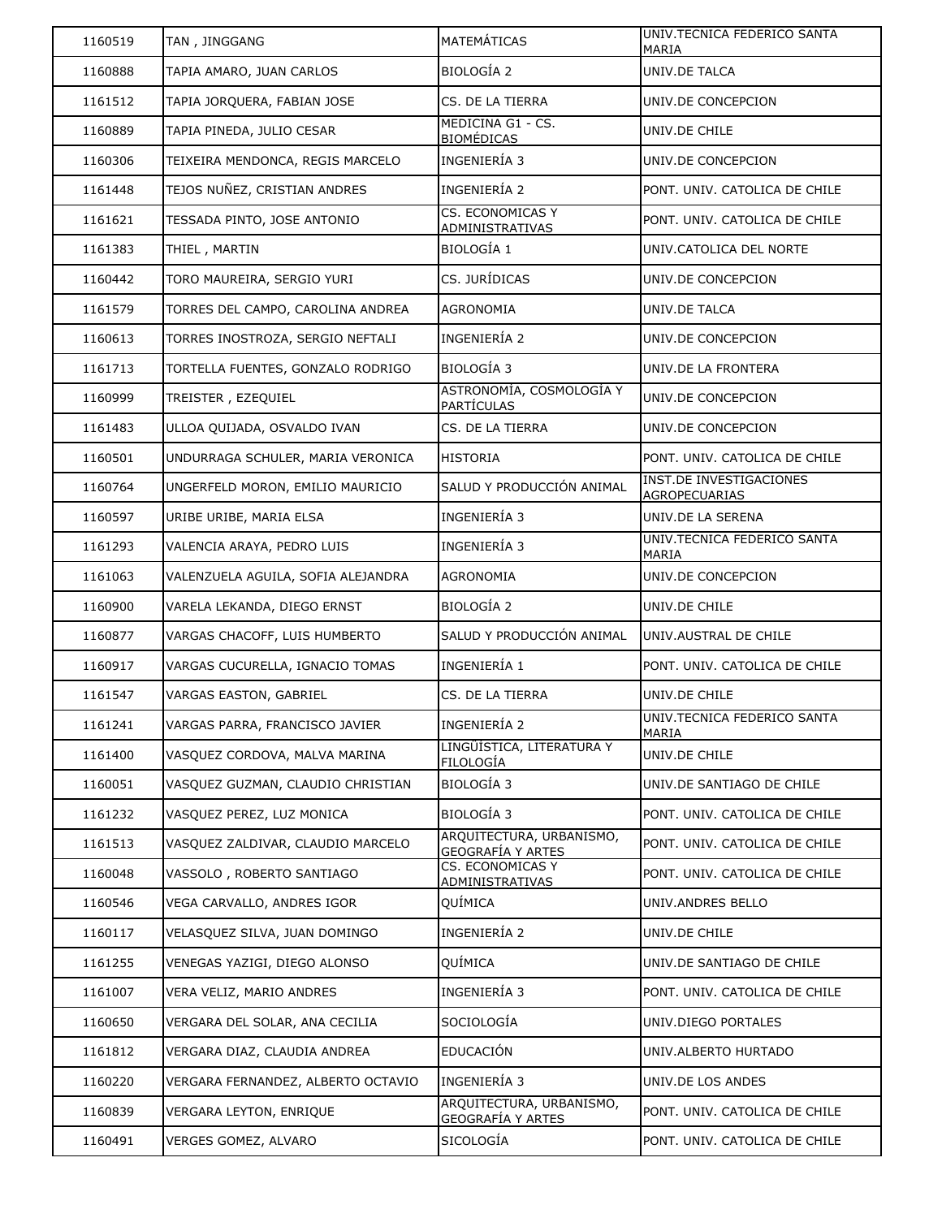| | | | |
|---|---|---|---|
| 1160519 | TAN , JINGGANG | MATEMÁTICAS | UNIV.TECNICA FEDERICO SANTA MARIA |
| 1160888 | TAPIA AMARO, JUAN CARLOS | BIOLOGÍA 2 | UNIV.DE TALCA |
| 1161512 | TAPIA JORQUERA, FABIAN JOSE | CS. DE LA TIERRA | UNIV.DE CONCEPCION |
| 1160889 | TAPIA PINEDA, JULIO CESAR | MEDICINA G1 - CS. BIOMÉDICAS | UNIV.DE CHILE |
| 1160306 | TEIXEIRA MENDONCA, REGIS MARCELO | INGENIERÍA 3 | UNIV.DE CONCEPCION |
| 1161448 | TEJOS NUÑEZ, CRISTIAN ANDRES | INGENIERÍA 2 | PONT. UNIV. CATOLICA DE CHILE |
| 1161621 | TESSADA PINTO, JOSE ANTONIO | CS. ECONOMICAS Y ADMINISTRATIVAS | PONT. UNIV. CATOLICA DE CHILE |
| 1161383 | THIEL , MARTIN | BIOLOGÍA 1 | UNIV.CATOLICA DEL NORTE |
| 1160442 | TORO MAUREIRA, SERGIO YURI | CS. JURÍDICAS | UNIV.DE CONCEPCION |
| 1161579 | TORRES DEL CAMPO, CAROLINA ANDREA | AGRONOMIA | UNIV.DE TALCA |
| 1160613 | TORRES INOSTROZA, SERGIO NEFTALI | INGENIERÍA 2 | UNIV.DE CONCEPCION |
| 1161713 | TORTELLA FUENTES, GONZALO RODRIGO | BIOLOGÍA 3 | UNIV.DE LA FRONTERA |
| 1160999 | TREISTER , EZEQUIEL | ASTRONOMÍA, COSMOLOGÍA Y PARTÍCULAS | UNIV.DE CONCEPCION |
| 1161483 | ULLOA QUIJADA, OSVALDO IVAN | CS. DE LA TIERRA | UNIV.DE CONCEPCION |
| 1160501 | UNDURRAGA SCHULER, MARIA VERONICA | HISTORIA | PONT. UNIV. CATOLICA DE CHILE |
| 1160764 | UNGERFELD MORON, EMILIO MAURICIO | SALUD Y PRODUCCIÓN ANIMAL | INST.DE INVESTIGACIONES AGROPECUARIAS |
| 1160597 | URIBE URIBE, MARIA ELSA | INGENIERÍA 3 | UNIV.DE LA SERENA |
| 1161293 | VALENCIA ARAYA, PEDRO LUIS | INGENIERÍA 3 | UNIV.TECNICA FEDERICO SANTA MARIA |
| 1161063 | VALENZUELA AGUILA, SOFIA ALEJANDRA | AGRONOMIA | UNIV.DE CONCEPCION |
| 1160900 | VARELA LEKANDA, DIEGO ERNST | BIOLOGÍA 2 | UNIV.DE CHILE |
| 1160877 | VARGAS CHACOFF, LUIS HUMBERTO | SALUD Y PRODUCCIÓN ANIMAL | UNIV.AUSTRAL DE CHILE |
| 1160917 | VARGAS CUCURELLA, IGNACIO TOMAS | INGENIERÍA 1 | PONT. UNIV. CATOLICA DE CHILE |
| 1161547 | VARGAS EASTON, GABRIEL | CS. DE LA TIERRA | UNIV.DE CHILE |
| 1161241 | VARGAS PARRA, FRANCISCO JAVIER | INGENIERÍA 2 | UNIV.TECNICA FEDERICO SANTA MARIA |
| 1161400 | VASQUEZ CORDOVA, MALVA MARINA | LINGÜÍSTICA, LITERATURA Y FILOLOGÍA | UNIV.DE CHILE |
| 1160051 | VASQUEZ GUZMAN, CLAUDIO CHRISTIAN | BIOLOGÍA 3 | UNIV.DE SANTIAGO DE CHILE |
| 1161232 | VASQUEZ PEREZ, LUZ MONICA | BIOLOGÍA 3 | PONT. UNIV. CATOLICA DE CHILE |
| 1161513 | VASQUEZ ZALDIVAR, CLAUDIO MARCELO | ARQUITECTURA, URBANISMO, GEOGRAFÍA Y ARTES | PONT. UNIV. CATOLICA DE CHILE |
| 1160048 | VASSOLO , ROBERTO SANTIAGO | CS. ECONOMICAS Y ADMINISTRATIVAS | PONT. UNIV. CATOLICA DE CHILE |
| 1160546 | VEGA CARVALLO, ANDRES IGOR | QUÍMICA | UNIV.ANDRES BELLO |
| 1160117 | VELASQUEZ SILVA, JUAN DOMINGO | INGENIERÍA 2 | UNIV.DE CHILE |
| 1161255 | VENEGAS YAZIGI, DIEGO ALONSO | QUÍMICA | UNIV.DE SANTIAGO DE CHILE |
| 1161007 | VERA VELIZ, MARIO ANDRES | INGENIERÍA 3 | PONT. UNIV. CATOLICA DE CHILE |
| 1160650 | VERGARA DEL SOLAR, ANA CECILIA | SOCIOLOGÍA | UNIV.DIEGO PORTALES |
| 1161812 | VERGARA DIAZ, CLAUDIA ANDREA | EDUCACIÓN | UNIV.ALBERTO HURTADO |
| 1160220 | VERGARA FERNANDEZ, ALBERTO OCTAVIO | INGENIERÍA 3 | UNIV.DE LOS ANDES |
| 1160839 | VERGARA LEYTON, ENRIQUE | ARQUITECTURA, URBANISMO, GEOGRAFÍA Y ARTES | PONT. UNIV. CATOLICA DE CHILE |
| 1160491 | VERGES GOMEZ, ALVARO | SICOLOGÍA | PONT. UNIV. CATOLICA DE CHILE |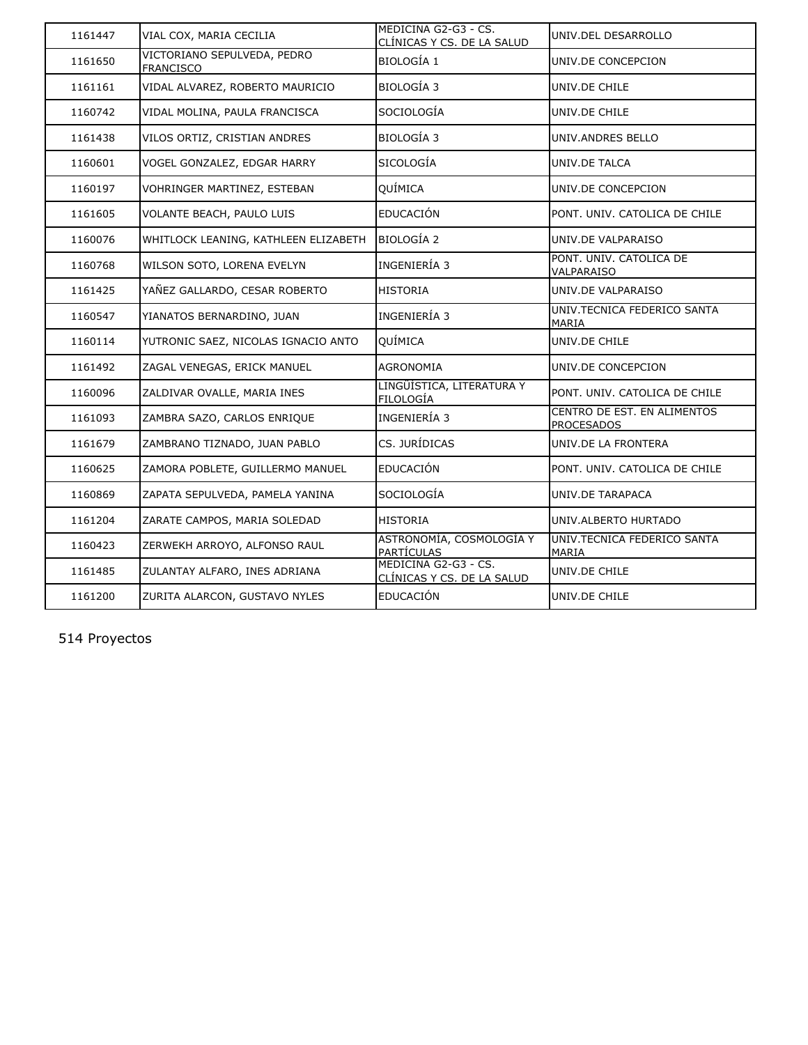| | | | |
|---|---|---|---|
| 1161447 | VIAL COX, MARIA CECILIA | MEDICINA G2-G3 - CS. CLÍNICAS Y CS. DE LA SALUD | UNIV.DEL DESARROLLO |
| 1161650 | VICTORIANO SEPULVEDA, PEDRO FRANCISCO | BIOLOGÍA 1 | UNIV.DE CONCEPCION |
| 1161161 | VIDAL ALVAREZ, ROBERTO MAURICIO | BIOLOGÍA 3 | UNIV.DE CHILE |
| 1160742 | VIDAL MOLINA, PAULA FRANCISCA | SOCIOLOGÍA | UNIV.DE CHILE |
| 1161438 | VILOS ORTIZ, CRISTIAN ANDRES | BIOLOGÍA 3 | UNIV.ANDRES BELLO |
| 1160601 | VOGEL GONZALEZ, EDGAR HARRY | SICOLOGÍA | UNIV.DE TALCA |
| 1160197 | VOHRINGER MARTINEZ, ESTEBAN | QUÍMICA | UNIV.DE CONCEPCION |
| 1161605 | VOLANTE BEACH, PAULO LUIS | EDUCACIÓN | PONT. UNIV. CATOLICA DE CHILE |
| 1160076 | WHITLOCK LEANING, KATHLEEN ELIZABETH | BIOLOGÍA 2 | UNIV.DE VALPARAISO |
| 1160768 | WILSON SOTO, LORENA EVELYN | INGENIERÍA 3 | PONT. UNIV. CATOLICA DE VALPARAISO |
| 1161425 | YAÑEZ GALLARDO, CESAR ROBERTO | HISTORIA | UNIV.DE VALPARAISO |
| 1160547 | YIANATOS BERNARDINO, JUAN | INGENIERÍA 3 | UNIV.TECNICA FEDERICO SANTA MARIA |
| 1160114 | YUTRONIC SAEZ, NICOLAS IGNACIO ANTO | QUÍMICA | UNIV.DE CHILE |
| 1161492 | ZAGAL VENEGAS, ERICK MANUEL | AGRONOMIA | UNIV.DE CONCEPCION |
| 1160096 | ZALDIVAR OVALLE, MARIA INES | LINGÜÍSTICA, LITERATURA Y FILOLOGÍA | PONT. UNIV. CATOLICA DE CHILE |
| 1161093 | ZAMBRA SAZO, CARLOS ENRIQUE | INGENIERÍA 3 | CENTRO DE EST. EN ALIMENTOS PROCESADOS |
| 1161679 | ZAMBRANO TIZNADO, JUAN PABLO | CS. JURÍDICAS | UNIV.DE LA FRONTERA |
| 1160625 | ZAMORA POBLETE, GUILLERMO MANUEL | EDUCACIÓN | PONT. UNIV. CATOLICA DE CHILE |
| 1160869 | ZAPATA SEPULVEDA, PAMELA YANINA | SOCIOLOGÍA | UNIV.DE TARAPACA |
| 1161204 | ZARATE CAMPOS, MARIA SOLEDAD | HISTORIA | UNIV.ALBERTO HURTADO |
| 1160423 | ZERWEKH ARROYO, ALFONSO RAUL | ASTRONOMÍA, COSMOLOGÍA Y PARTÍCULAS | UNIV.TECNICA FEDERICO SANTA MARIA |
| 1161485 | ZULANTAY ALFARO, INES ADRIANA | MEDICINA G2-G3 - CS. CLÍNICAS Y CS. DE LA SALUD | UNIV.DE CHILE |
| 1161200 | ZURITA ALARCON, GUSTAVO NYLES | EDUCACIÓN | UNIV.DE CHILE |

514 Proyectos